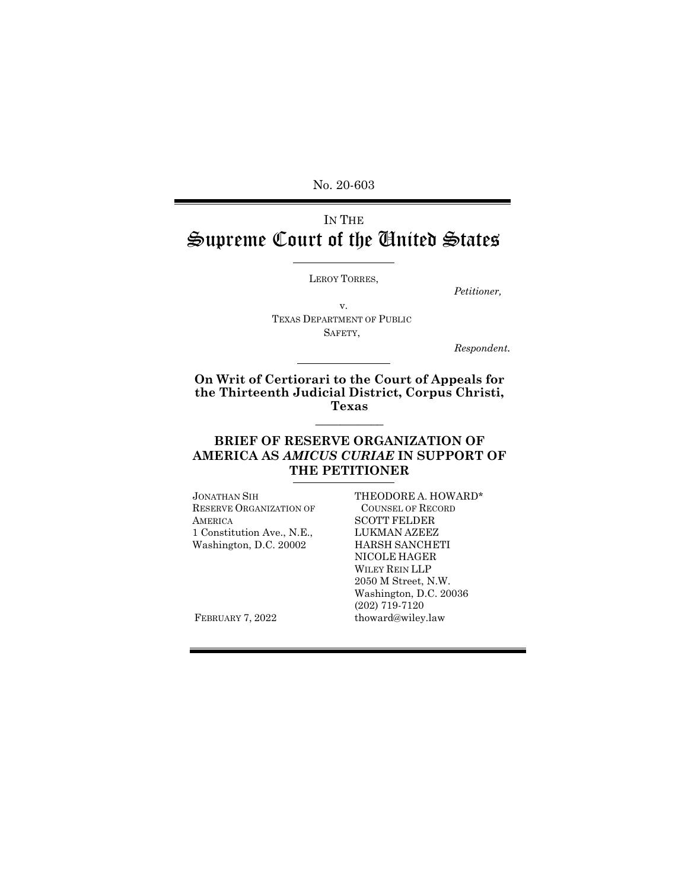No. 20-603

IN THE
# Supreme Court of the United States

LEROY TORRES,

*Petitioner,*

v.

TEXAS DEPARTMENT OF PUBLIC SAFETY,

*Respondent.*

**On Writ of Certiorari to the Court of Appeals for the Thirteenth Judicial District, Corpus Christi, Texas**

## BRIEF OF RESERVE ORGANIZATION OF AMERICA AS *AMICUS CURIAE* IN SUPPORT OF THE PETITIONER

JONATHAN SIH
RESERVE ORGANIZATION OF AMERICA
1 Constitution Ave., N.E.,
Washington, D.C. 20002

THEODORE A. HOWARD*
COUNSEL OF RECORD
SCOTT FELDER
LUKMAN AZEEZ
HARSH SANCHETI
NICOLE HAGER
WILEY REIN LLP
2050 M Street, N.W.
Washington, D.C. 20036
(202) 719-7120
thoward@wiley.law

FEBRUARY 7, 2022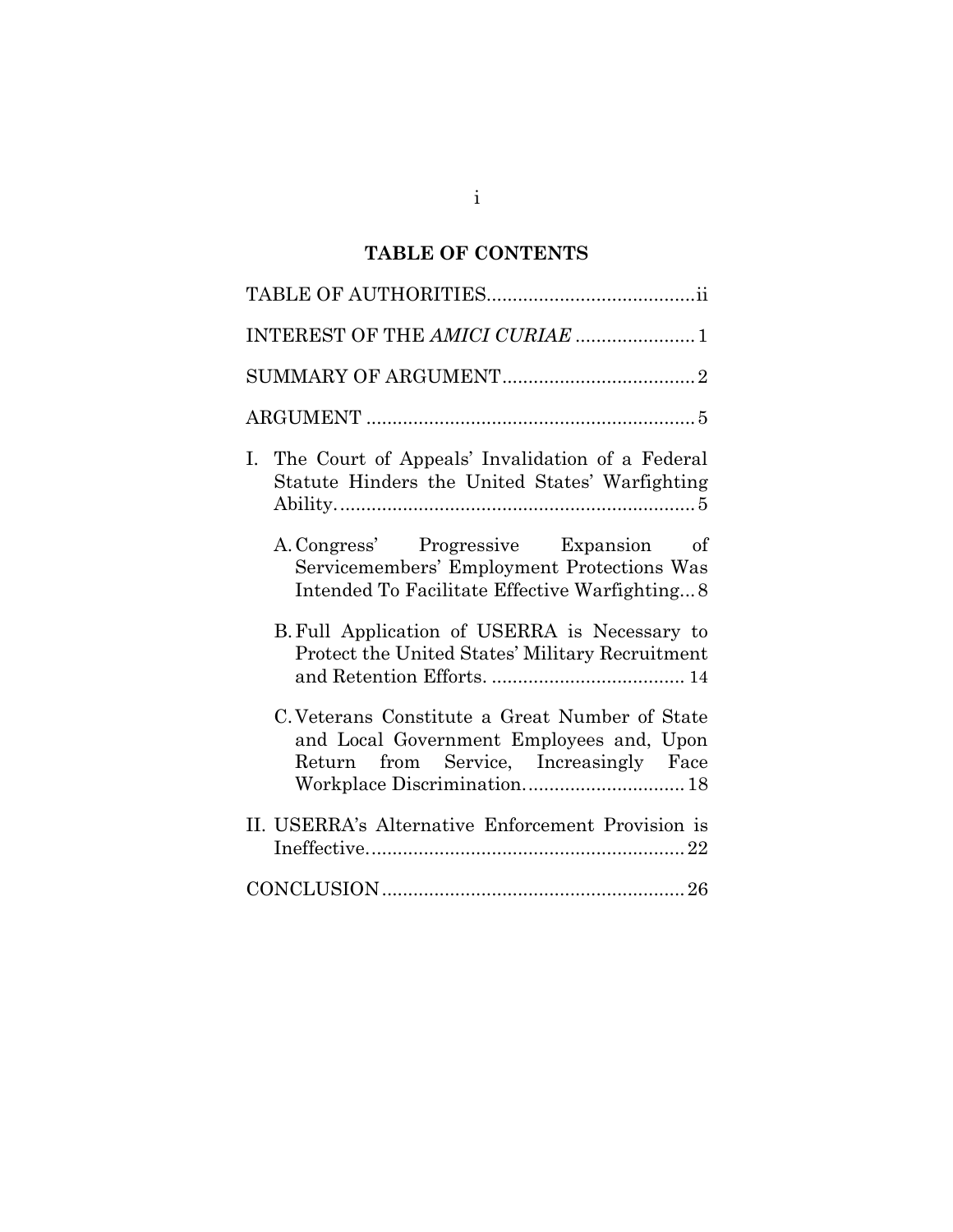# TABLE OF CONTENTS

TABLE OF AUTHORITIES........................................ii

INTEREST OF THE *AMICI CURIAE* ....................... 1

SUMMARY OF ARGUMENT..................................... 2

ARGUMENT ................................................................ 5

I. The Court of Appeals' Invalidation of a Federal Statute Hinders the United States' Warfighting Ability..................................................................... 5

   A. Congress' Progressive Expansion of Servicemembers' Employment Protections Was Intended To Facilitate Effective Warfighting... 8

   B. Full Application of USERRA is Necessary to Protect the United States' Military Recruitment and Retention Efforts. ..................................... 14

   C. Veterans Constitute a Great Number of State and Local Government Employees and, Upon Return from Service, Increasingly Face Workplace Discrimination............................... 18

II. USERRA's Alternative Enforcement Provision is Ineffective............................................................. 22

CONCLUSION .......................................................... 26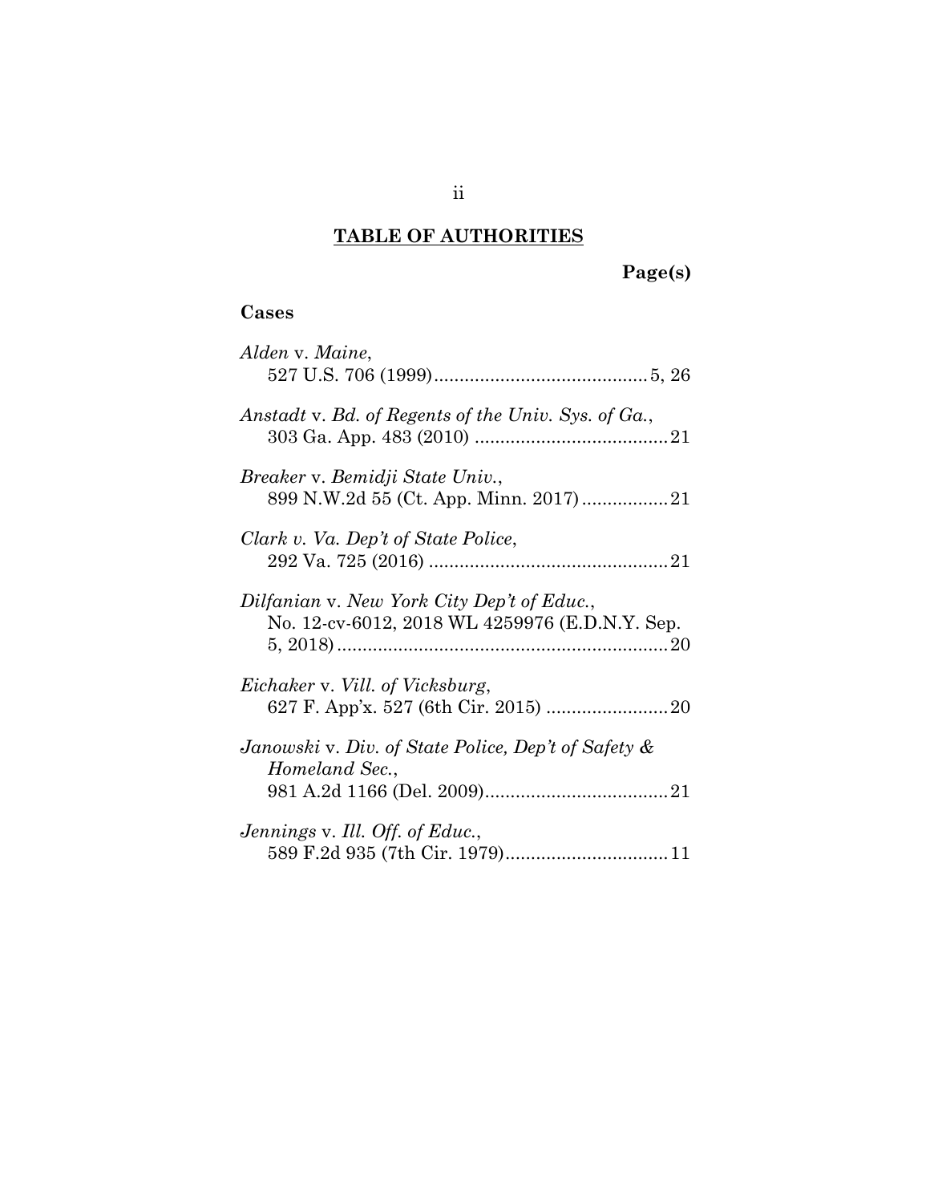## TABLE OF AUTHORITIES

**Page(s)**

### Cases

*Alden* v. *Maine*,
527 U.S. 706 (1999) .......................................... 5, 26

*Anstadt* v. *Bd. of Regents of the Univ. Sys. of Ga.*,
303 Ga. App. 483 (2010) ...................................... 21

*Breaker* v. *Bemidji State Univ.*,
899 N.W.2d 55 (Ct. App. Minn. 2017) ................. 21

*Clark v. Va. Dep't of State Police*,
292 Va. 725 (2016) ............................................... 21

*Dilfanian* v. *New York City Dep't of Educ.*,
No. 12-cv-6012, 2018 WL 4259976 (E.D.N.Y. Sep. 5, 2018) ................................................................. 20

*Eichaker* v. *Vill. of Vicksburg*,
627 F. App'x. 527 (6th Cir. 2015) ........................ 20

*Janowski* v. *Div. of State Police, Dep't of Safety & Homeland Sec.*,
981 A.2d 1166 (Del. 2009) .................................... 21

*Jennings* v. *Ill. Off. of Educ.*,
589 F.2d 935 (7th Cir. 1979) ................................ 11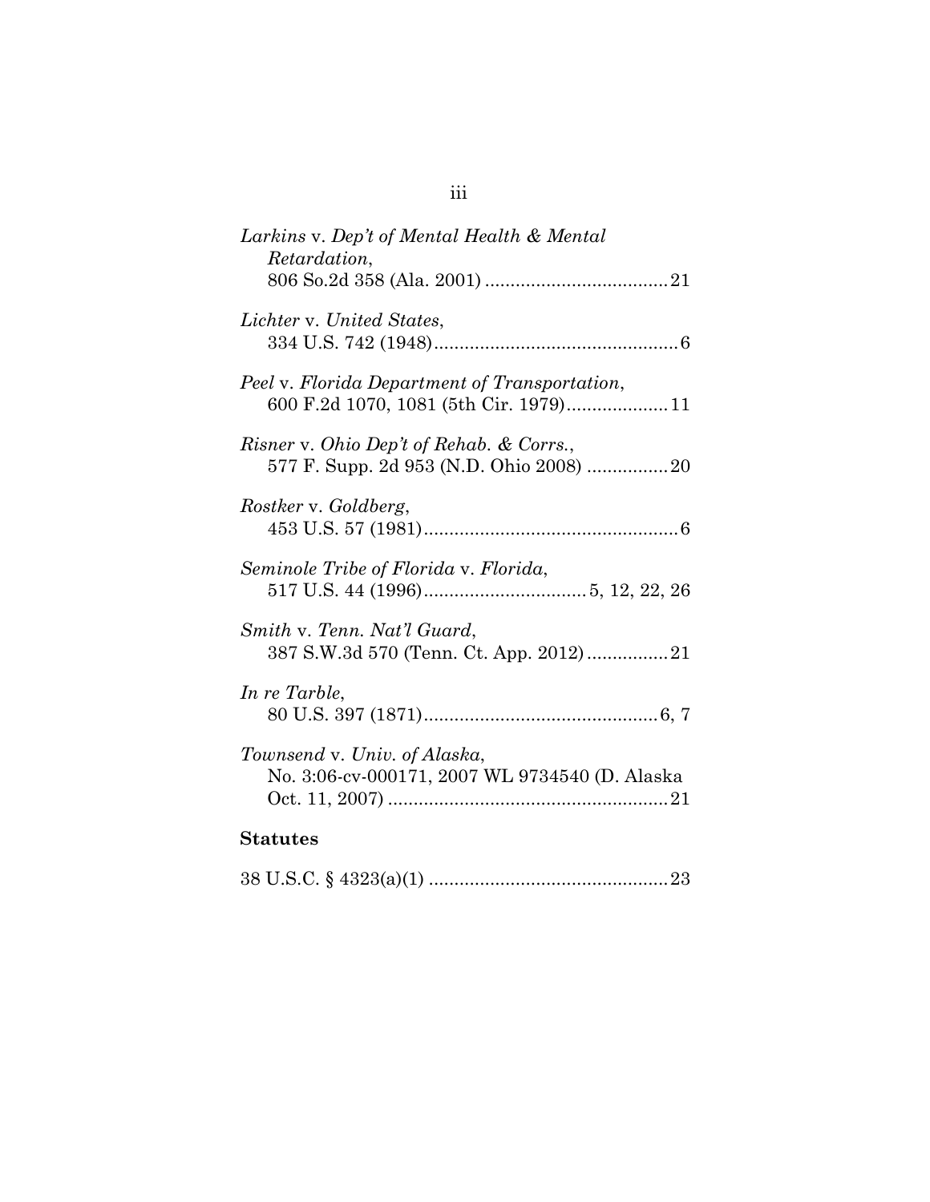*Larkins* v. *Dep't of Mental Health & Mental Retardation*,
806 So.2d 358 (Ala. 2001) .................................... 21

*Lichter* v. *United States*,
334 U.S. 742 (1948)................................................ 6

*Peel* v. *Florida Department of Transportation*,
600 F.2d 1070, 1081 (5th Cir. 1979).................... 11

*Risner* v. *Ohio Dep't of Rehab. & Corrs.*,
577 F. Supp. 2d 953 (N.D. Ohio 2008) ................ 20

*Rostker* v. *Goldberg*,
453 U.S. 57 (1981).................................................. 6

*Seminole Tribe of Florida* v. *Florida*,
517 U.S. 44 (1996)................................ 5, 12, 22, 26

*Smith* v. *Tenn. Nat'l Guard*,
387 S.W.3d 570 (Tenn. Ct. App. 2012)................ 21

*In re Tarble*,
80 U.S. 397 (1871).............................................. 6, 7

*Townsend* v. *Univ. of Alaska*,
No. 3:06-cv-000171, 2007 WL 9734540 (D. Alaska Oct. 11, 2007) ....................................................... 21

**Statutes**

38 U.S.C. § 4323(a)(1) ............................................... 23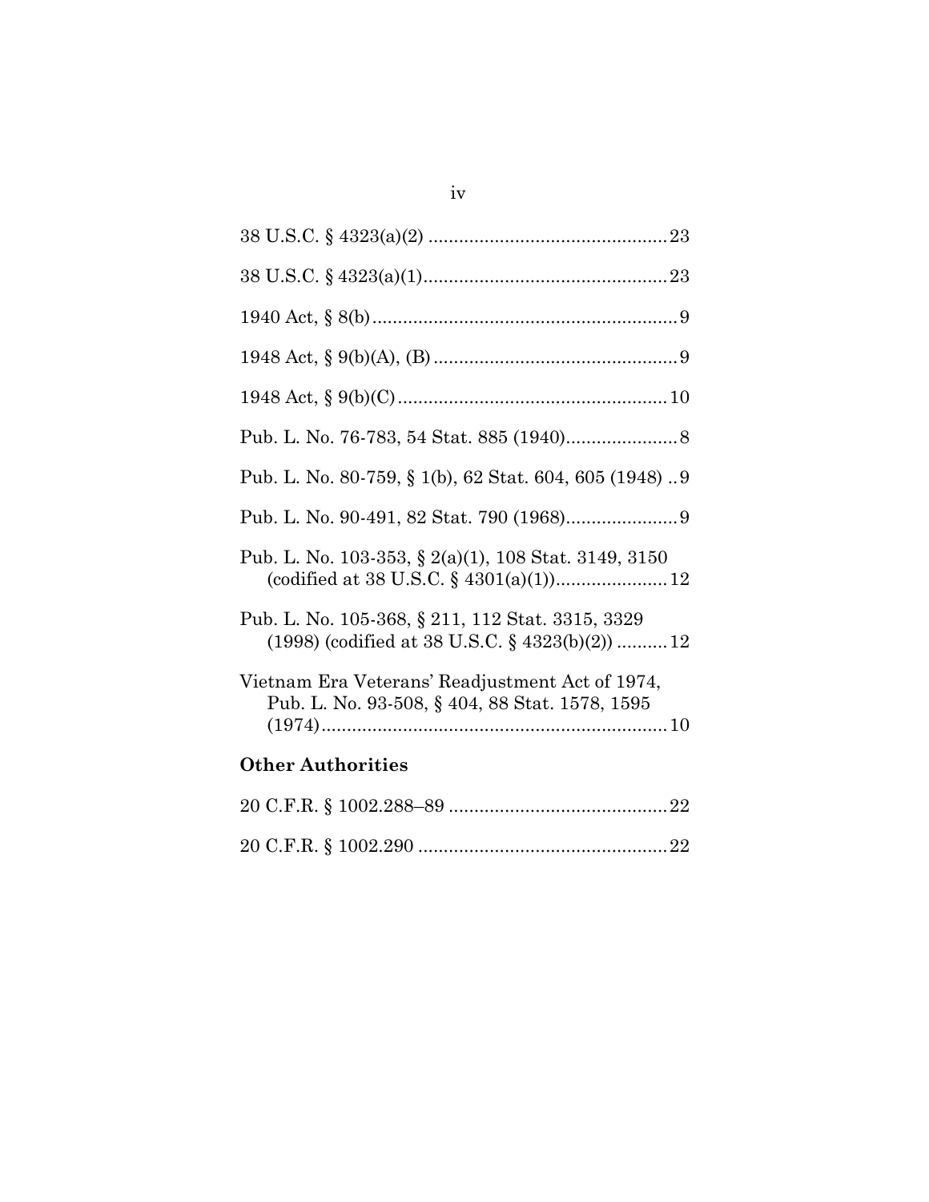38 U.S.C. § 4323(a)(2) ............................................... 23

38 U.S.C. § 4323(a)(1)................................................ 23

1940 Act, § 8(b)........................................................... 9

1948 Act, § 9(b)(A), (B) ................................................ 9

1948 Act, § 9(b)(C)..................................................... 10

Pub. L. No. 76-783, 54 Stat. 885 (1940)...................... 8

Pub. L. No. 80-759, § 1(b), 62 Stat. 604, 605 (1948) .. 9

Pub. L. No. 90-491, 82 Stat. 790 (1968)...................... 9

Pub. L. No. 103-353, § 2(a)(1), 108 Stat. 3149, 3150 (codified at 38 U.S.C. § 4301(a)(1))...................... 12

Pub. L. No. 105-368, § 211, 112 Stat. 3315, 3329 (1998) (codified at 38 U.S.C. § 4323(b)(2)) .......... 12

Vietnam Era Veterans' Readjustment Act of 1974, Pub. L. No. 93-508, § 404, 88 Stat. 1578, 1595 (1974)..................................................................... 10

**Other Authorities**

20 C.F.R. § 1002.288–89 ........................................... 22

20 C.F.R. § 1002.290 ................................................. 22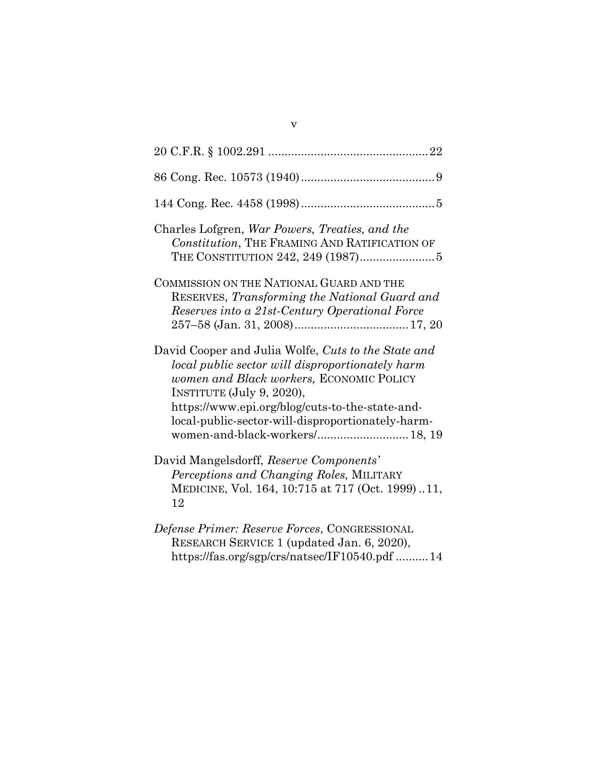20 C.F.R. § 1002.291 ................................................ 22

86 Cong. Rec. 10573 (1940) ........................................ 9

144 Cong. Rec. 4458 (1998) ........................................ 5

Charles Lofgren, *War Powers, Treaties, and the Constitution*, THE FRAMING AND RATIFICATION OF THE CONSTITUTION 242, 249 (1987) ....................... 5

COMMISSION ON THE NATIONAL GUARD AND THE RESERVES, *Transforming the National Guard and Reserves into a 21st-Century Operational Force* 257–58 (Jan. 31, 2008) .................................. 17, 20

David Cooper and Julia Wolfe, *Cuts to the State and local public sector will disproportionately harm women and Black workers,* ECONOMIC POLICY INSTITUTE (July 9, 2020), https://www.epi.org/blog/cuts-to-the-state-and-local-public-sector-will-disproportionately-harm-women-and-black-workers/ ........................... 18, 19

David Mangelsdorff, *Reserve Components' Perceptions and Changing Roles,* MILITARY MEDICINE, Vol. 164, 10:715 at 717 (Oct. 1999) .. 11, 12

*Defense Primer: Reserve Forces*, CONGRESSIONAL RESEARCH SERVICE 1 (updated Jan. 6, 2020), https://fas.org/sgp/crs/natsec/IF10540.pdf .......... 14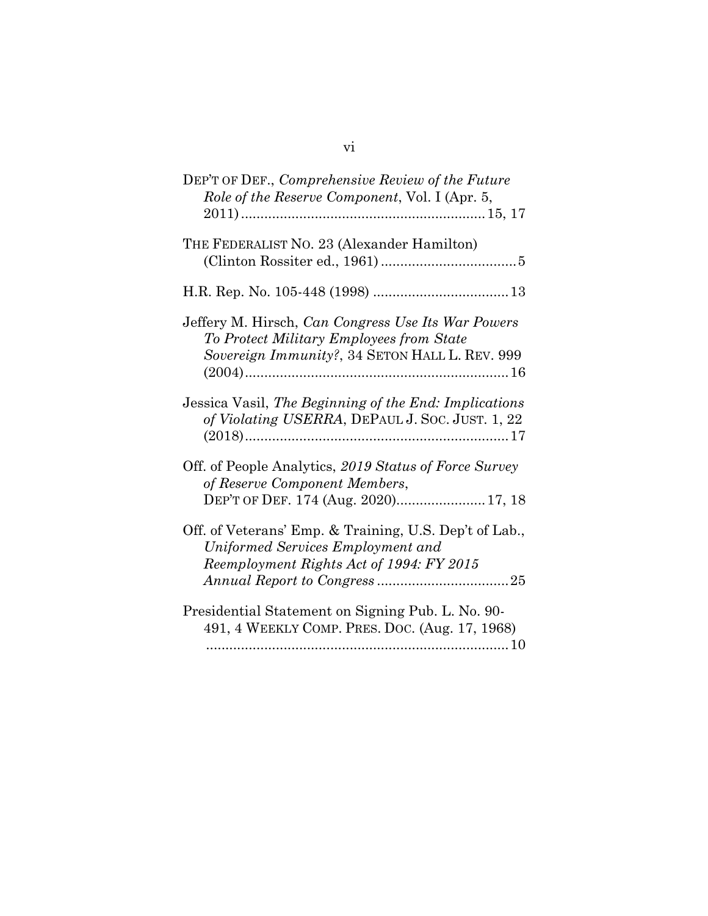DEP'T OF DEF., *Comprehensive Review of the Future Role of the Reserve Component*, Vol. I (Apr. 5, 2011) ............................................................ 15, 17

THE FEDERALIST NO. 23 (Alexander Hamilton) (Clinton Rossiter ed., 1961) .................................. 5

H.R. Rep. No. 105-448 (1998) .................................. 13

Jeffery M. Hirsch, *Can Congress Use Its War Powers To Protect Military Employees from State Sovereign Immunity?*, 34 SETON HALL L. REV. 999 (2004) .................................................................. 16

Jessica Vasil, *The Beginning of the End: Implications of Violating USERRA*, DEPAUL J. SOC. JUST. 1, 22 (2018) .................................................................. 17

Off. of People Analytics, *2019 Status of Force Survey of Reserve Component Members*, DEP'T OF DEF. 174 (Aug. 2020) ....................... 17, 18

Off. of Veterans' Emp. & Training, U.S. Dep't of Lab., *Uniformed Services Employment and Reemployment Rights Act of 1994: FY 2015 Annual Report to Congress* .................................. 25

Presidential Statement on Signing Pub. L. No. 90-491, 4 WEEKLY COMP. PRES. DOC. (Aug. 17, 1968) .............................................................................. 10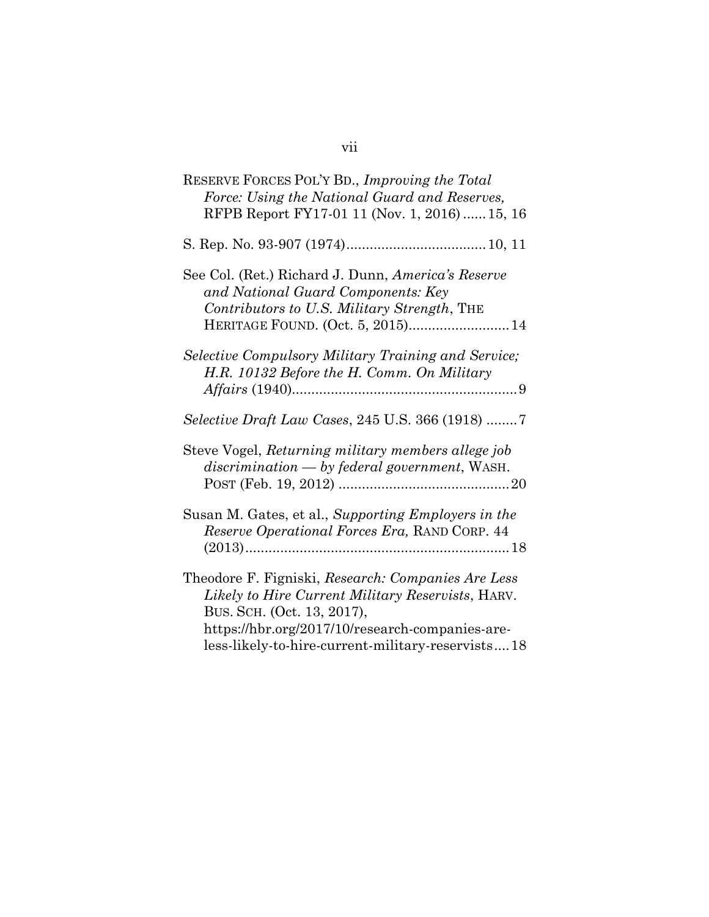RESERVE FORCES POL'Y BD., *Improving the Total Force: Using the National Guard and Reserves,* RFPB Report FY17-01 11 (Nov. 1, 2016) ...... 15, 16

S. Rep. No. 93-907 (1974) .................................... 10, 11

See Col. (Ret.) Richard J. Dunn, *America's Reserve and National Guard Components: Key Contributors to U.S. Military Strength*, THE HERITAGE FOUND. (Oct. 5, 2015) .......................... 14

*Selective Compulsory Military Training and Service; H.R. 10132 Before the H. Comm. On Military Affairs* (1940) .......................................................... 9

*Selective Draft Law Cases*, 245 U.S. 366 (1918) ........ 7

Steve Vogel, *Returning military members allege job discrimination — by federal government*, WASH. POST (Feb. 19, 2012) ............................................ 20

Susan M. Gates, et al., *Supporting Employers in the Reserve Operational Forces Era,* RAND CORP. 44 (2013) .................................................................... 18

Theodore F. Figniski, *Research: Companies Are Less Likely to Hire Current Military Reservists*, HARV. BUS. SCH. (Oct. 13, 2017), https://hbr.org/2017/10/research-companies-are-less-likely-to-hire-current-military-reservists .... 18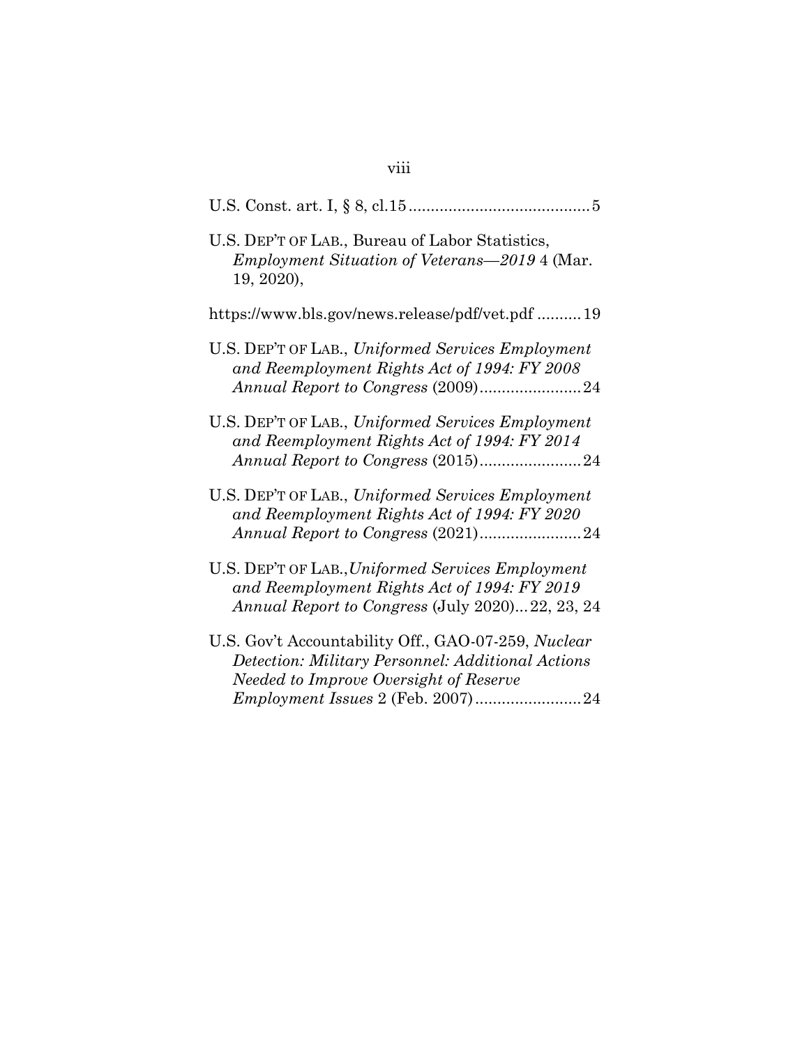U.S. Const. art. I, § 8, cl.15 .........................................5

U.S. DEP'T OF LAB., Bureau of Labor Statistics, *Employment Situation of Veterans—2019* 4 (Mar. 19, 2020),

https://www.bls.gov/news.release/pdf/vet.pdf ..........19

U.S. DEP'T OF LAB., *Uniformed Services Employment and Reemployment Rights Act of 1994: FY 2008 Annual Report to Congress* (2009).......................24

U.S. DEP'T OF LAB., *Uniformed Services Employment and Reemployment Rights Act of 1994: FY 2014 Annual Report to Congress* (2015).......................24

U.S. DEP'T OF LAB., *Uniformed Services Employment and Reemployment Rights Act of 1994: FY 2020 Annual Report to Congress* (2021).......................24

U.S. DEP'T OF LAB.,*Uniformed Services Employment and Reemployment Rights Act of 1994: FY 2019 Annual Report to Congress* (July 2020)...22, 23, 24

U.S. Gov't Accountability Off., GAO-07-259, *Nuclear Detection: Military Personnel: Additional Actions Needed to Improve Oversight of Reserve Employment Issues* 2 (Feb. 2007)........................24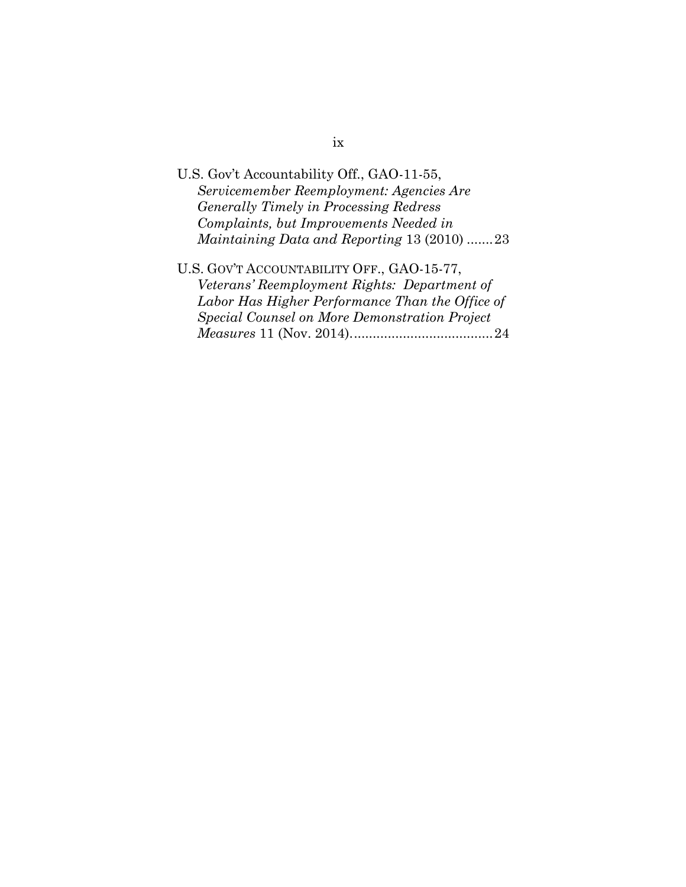U.S. Gov't Accountability Off., GAO-11-55, *Servicemember Reemployment: Agencies Are Generally Timely in Processing Redress Complaints, but Improvements Needed in Maintaining Data and Reporting* 13 (2010) .......23

U.S. GOV'T ACCOUNTABILITY OFF., GAO-15-77, *Veterans' Reemployment Rights: Department of Labor Has Higher Performance Than the Office of Special Counsel on More Demonstration Project Measures* 11 (Nov. 2014).....................................24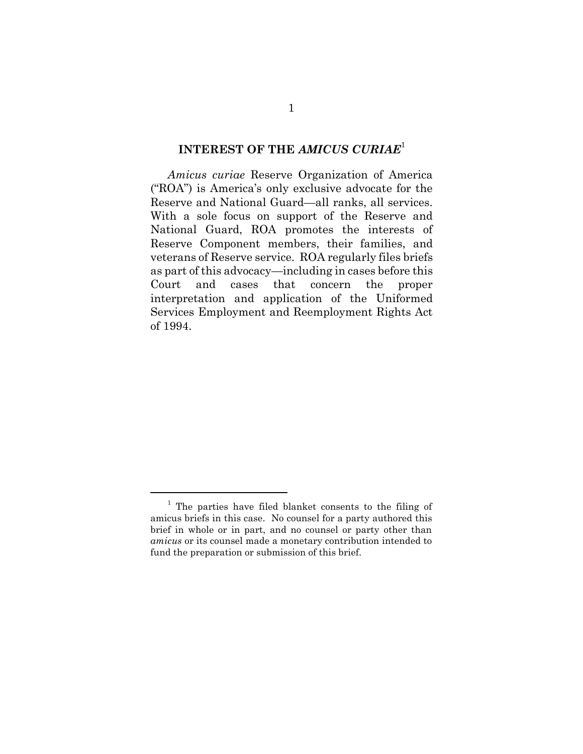## INTEREST OF THE *AMICUS CURIAE*[1]

*Amicus curiae* Reserve Organization of America ("ROA") is America's only exclusive advocate for the Reserve and National Guard—all ranks, all services. With a sole focus on support of the Reserve and National Guard, ROA promotes the interests of Reserve Component members, their families, and veterans of Reserve service. ROA regularly files briefs as part of this advocacy—including in cases before this Court and cases that concern the proper interpretation and application of the Uniformed Services Employment and Reemployment Rights Act of 1994.

[1] The parties have filed blanket consents to the filing of amicus briefs in this case. No counsel for a party authored this brief in whole or in part, and no counsel or party other than *amicus* or its counsel made a monetary contribution intended to fund the preparation or submission of this brief.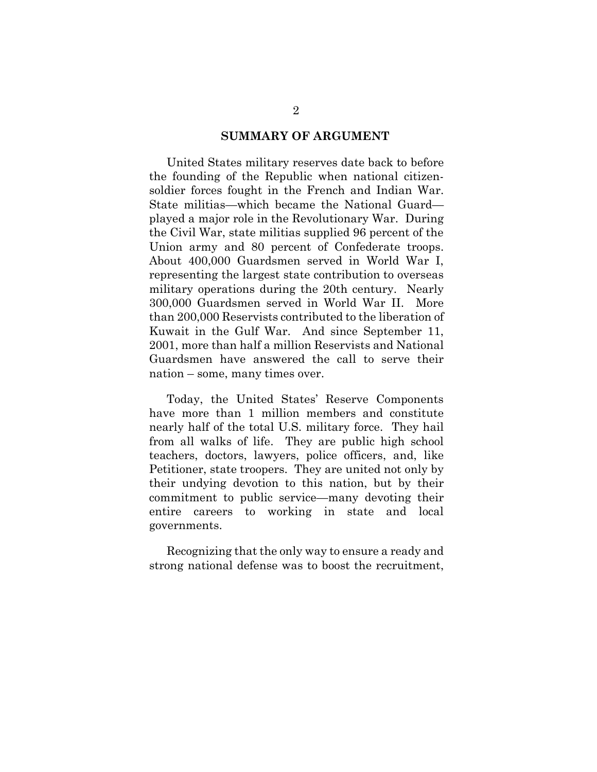## SUMMARY OF ARGUMENT

United States military reserves date back to before the founding of the Republic when national citizen-soldier forces fought in the French and Indian War. State militias—which became the National Guard—played a major role in the Revolutionary War. During the Civil War, state militias supplied 96 percent of the Union army and 80 percent of Confederate troops. About 400,000 Guardsmen served in World War I, representing the largest state contribution to overseas military operations during the 20th century. Nearly 300,000 Guardsmen served in World War II. More than 200,000 Reservists contributed to the liberation of Kuwait in the Gulf War. And since September 11, 2001, more than half a million Reservists and National Guardsmen have answered the call to serve their nation – some, many times over.

Today, the United States' Reserve Components have more than 1 million members and constitute nearly half of the total U.S. military force. They hail from all walks of life. They are public high school teachers, doctors, lawyers, police officers, and, like Petitioner, state troopers. They are united not only by their undying devotion to this nation, but by their commitment to public service—many devoting their entire careers to working in state and local governments.

Recognizing that the only way to ensure a ready and strong national defense was to boost the recruitment,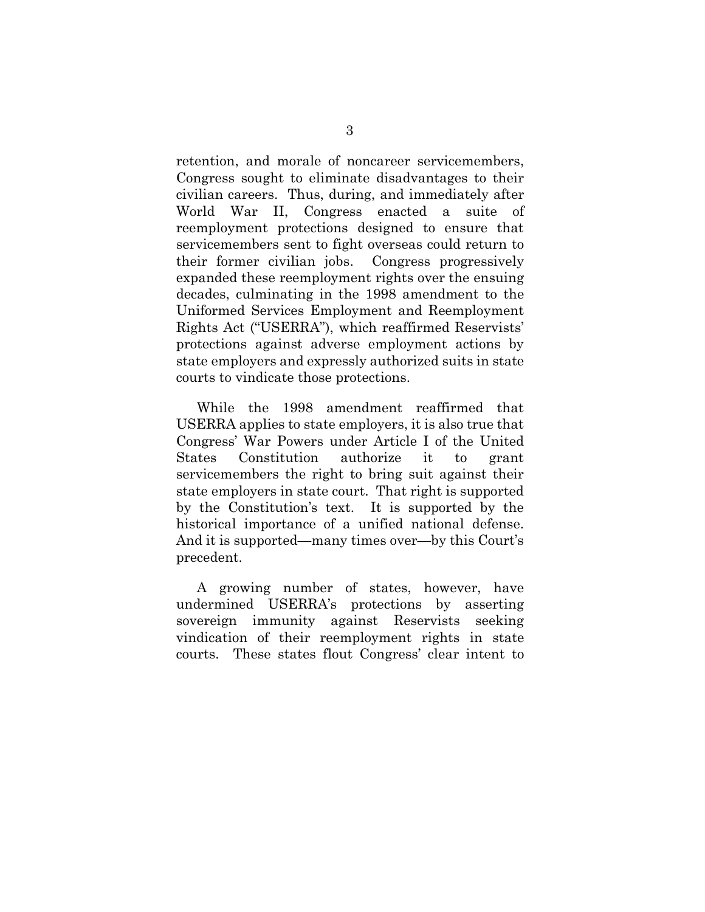retention, and morale of noncareer servicemembers, Congress sought to eliminate disadvantages to their civilian careers. Thus, during, and immediately after World War II, Congress enacted a suite of reemployment protections designed to ensure that servicemembers sent to fight overseas could return to their former civilian jobs. Congress progressively expanded these reemployment rights over the ensuing decades, culminating in the 1998 amendment to the Uniformed Services Employment and Reemployment Rights Act ("USERRA"), which reaffirmed Reservists' protections against adverse employment actions by state employers and expressly authorized suits in state courts to vindicate those protections.

While the 1998 amendment reaffirmed that USERRA applies to state employers, it is also true that Congress' War Powers under Article I of the United States Constitution authorize it to grant servicemembers the right to bring suit against their state employers in state court. That right is supported by the Constitution's text. It is supported by the historical importance of a unified national defense. And it is supported—many times over—by this Court's precedent.

A growing number of states, however, have undermined USERRA's protections by asserting sovereign immunity against Reservists seeking vindication of their reemployment rights in state courts. These states flout Congress' clear intent to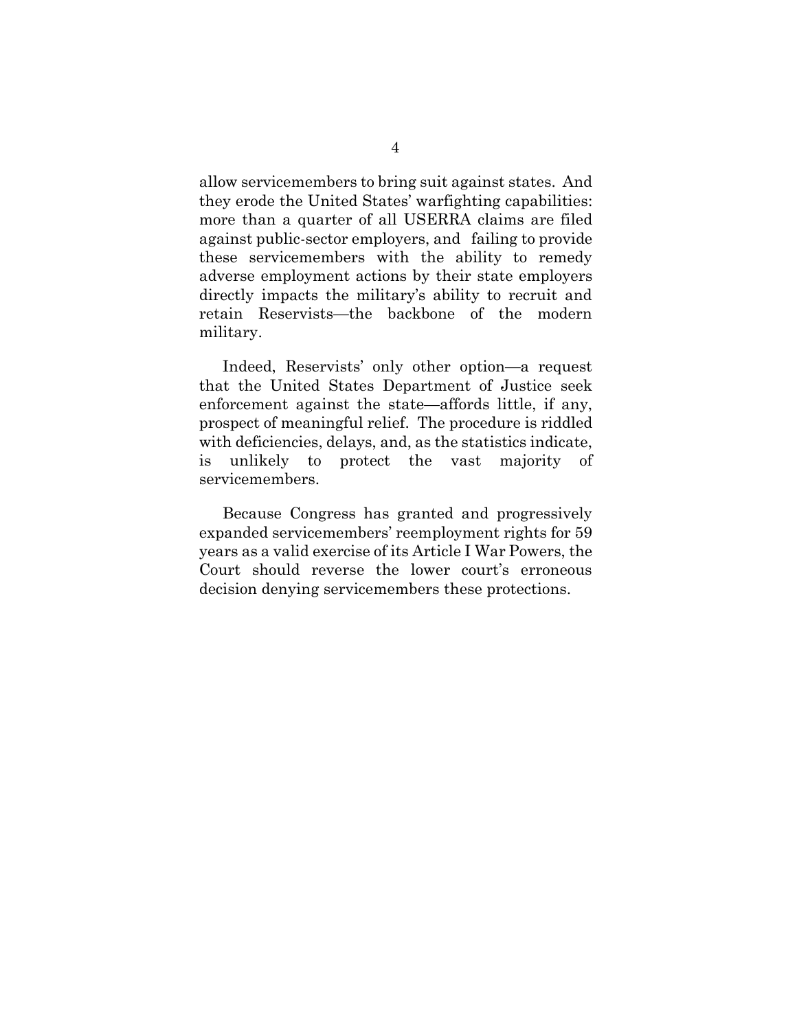allow servicemembers to bring suit against states. And they erode the United States' warfighting capabilities: more than a quarter of all USERRA claims are filed against public-sector employers, and failing to provide these servicemembers with the ability to remedy adverse employment actions by their state employers directly impacts the military's ability to recruit and retain Reservists—the backbone of the modern military.

Indeed, Reservists' only other option—a request that the United States Department of Justice seek enforcement against the state—affords little, if any, prospect of meaningful relief. The procedure is riddled with deficiencies, delays, and, as the statistics indicate, is unlikely to protect the vast majority of servicemembers.

Because Congress has granted and progressively expanded servicemembers' reemployment rights for 59 years as a valid exercise of its Article I War Powers, the Court should reverse the lower court's erroneous decision denying servicemembers these protections.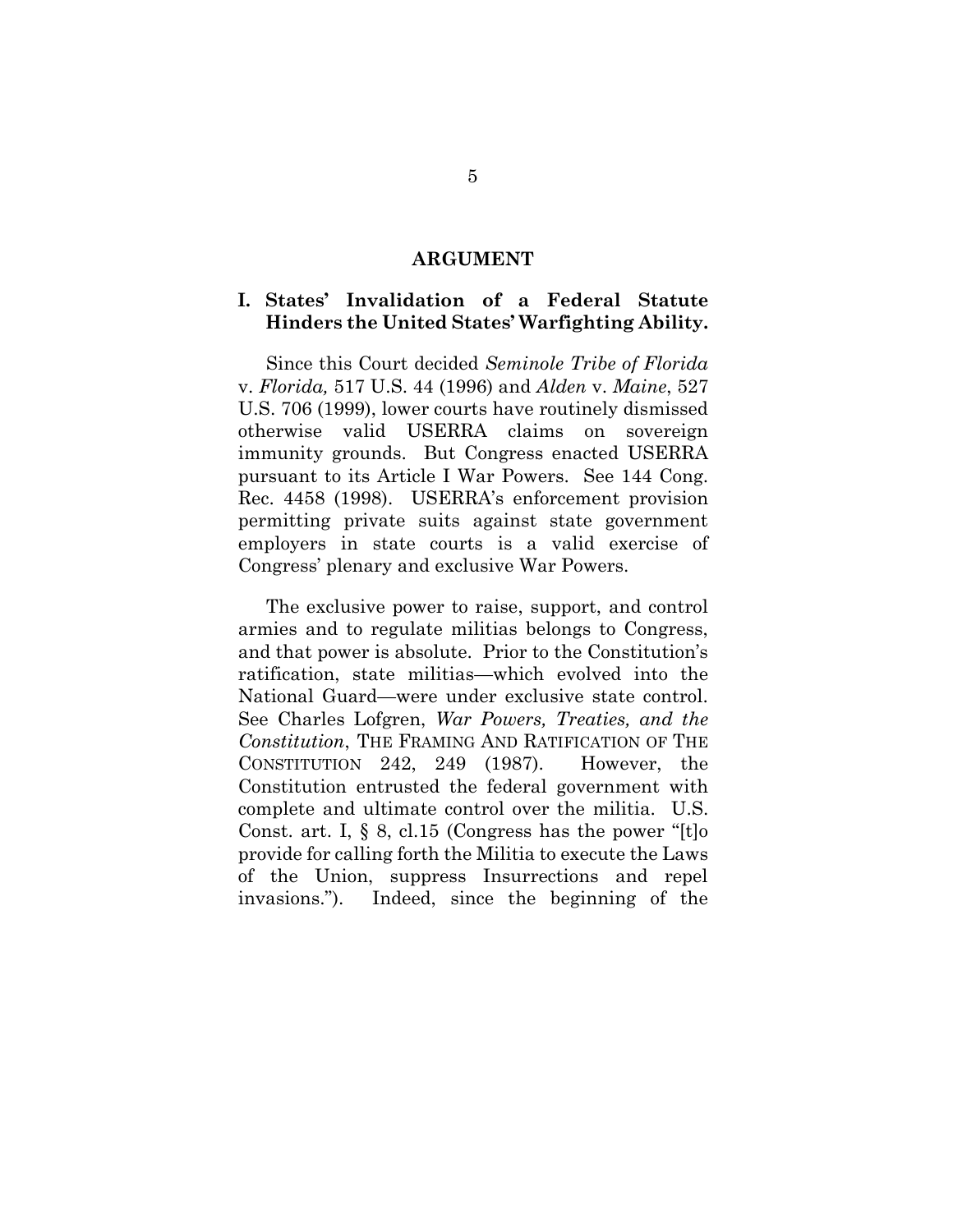## ARGUMENT

### I. States' Invalidation of a Federal Statute Hinders the United States' Warfighting Ability.

Since this Court decided *Seminole Tribe of Florida* v. *Florida,* 517 U.S. 44 (1996) and *Alden* v. *Maine*, 527 U.S. 706 (1999), lower courts have routinely dismissed otherwise valid USERRA claims on sovereign immunity grounds. But Congress enacted USERRA pursuant to its Article I War Powers. See 144 Cong. Rec. 4458 (1998). USERRA's enforcement provision permitting private suits against state government employers in state courts is a valid exercise of Congress' plenary and exclusive War Powers.

The exclusive power to raise, support, and control armies and to regulate militias belongs to Congress, and that power is absolute. Prior to the Constitution's ratification, state militias—which evolved into the National Guard—were under exclusive state control. See Charles Lofgren, *War Powers, Treaties, and the Constitution*, THE FRAMING AND RATIFICATION OF THE CONSTITUTION 242, 249 (1987). However, the Constitution entrusted the federal government with complete and ultimate control over the militia. U.S. Const. art. I, § 8, cl.15 (Congress has the power "[t]o provide for calling forth the Militia to execute the Laws of the Union, suppress Insurrections and repel invasions."). Indeed, since the beginning of the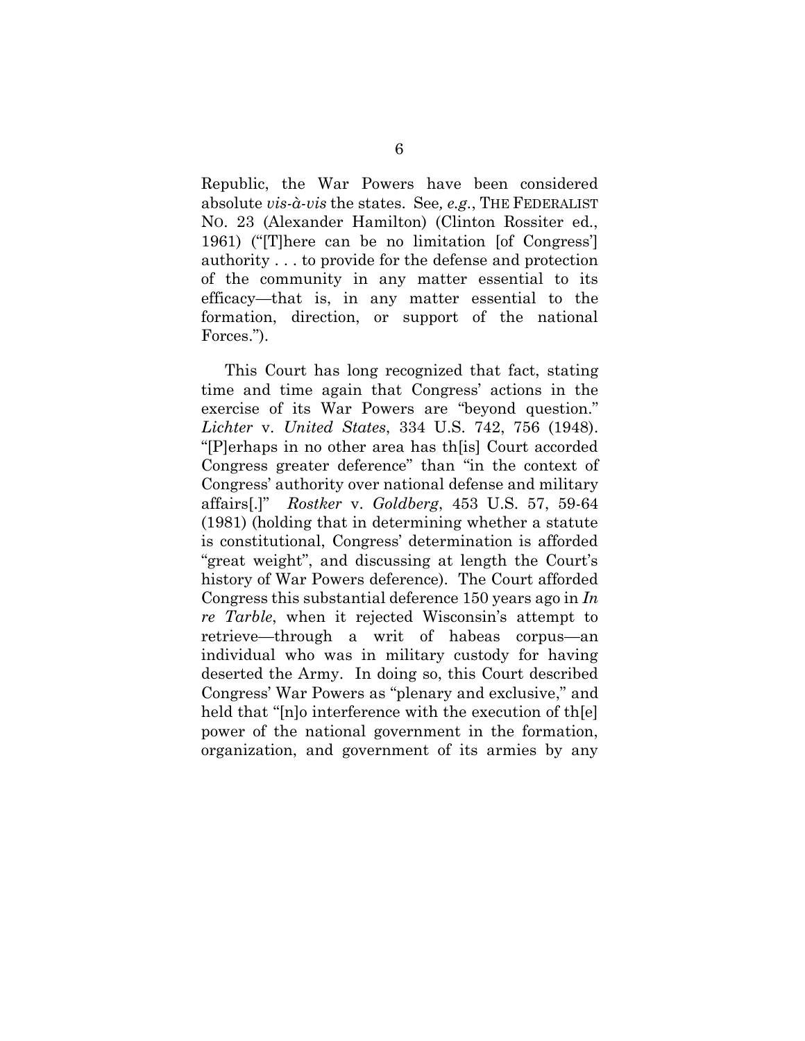Republic, the War Powers have been considered absolute *vis-à-vis* the states. See*, e.g.*, THE FEDERALIST NO. 23 (Alexander Hamilton) (Clinton Rossiter ed., 1961) ("[T]here can be no limitation [of Congress'] authority . . . to provide for the defense and protection of the community in any matter essential to its efficacy—that is, in any matter essential to the formation, direction, or support of the national Forces.").

This Court has long recognized that fact, stating time and time again that Congress' actions in the exercise of its War Powers are "beyond question." *Lichter* v. *United States*, 334 U.S. 742, 756 (1948). "[P]erhaps in no other area has th[is] Court accorded Congress greater deference" than "in the context of Congress' authority over national defense and military affairs[.]" *Rostker* v. *Goldberg*, 453 U.S. 57, 59-64 (1981) (holding that in determining whether a statute is constitutional, Congress' determination is afforded "great weight", and discussing at length the Court's history of War Powers deference). The Court afforded Congress this substantial deference 150 years ago in *In re Tarble*, when it rejected Wisconsin's attempt to retrieve—through a writ of habeas corpus—an individual who was in military custody for having deserted the Army. In doing so, this Court described Congress' War Powers as "plenary and exclusive," and held that "[n]o interference with the execution of th[e] power of the national government in the formation, organization, and government of its armies by any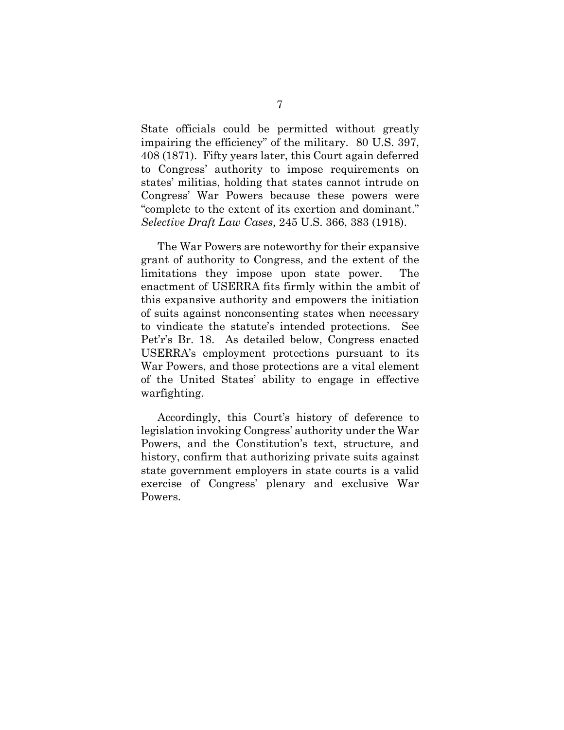State officials could be permitted without greatly impairing the efficiency" of the military. 80 U.S. 397, 408 (1871). Fifty years later, this Court again deferred to Congress' authority to impose requirements on states' militias, holding that states cannot intrude on Congress' War Powers because these powers were "complete to the extent of its exertion and dominant." *Selective Draft Law Cases*, 245 U.S. 366, 383 (1918).

The War Powers are noteworthy for their expansive grant of authority to Congress, and the extent of the limitations they impose upon state power. The enactment of USERRA fits firmly within the ambit of this expansive authority and empowers the initiation of suits against nonconsenting states when necessary to vindicate the statute's intended protections. See Pet'r's Br. 18. As detailed below, Congress enacted USERRA's employment protections pursuant to its War Powers, and those protections are a vital element of the United States' ability to engage in effective warfighting.

Accordingly, this Court's history of deference to legislation invoking Congress' authority under the War Powers, and the Constitution's text, structure, and history, confirm that authorizing private suits against state government employers in state courts is a valid exercise of Congress' plenary and exclusive War Powers.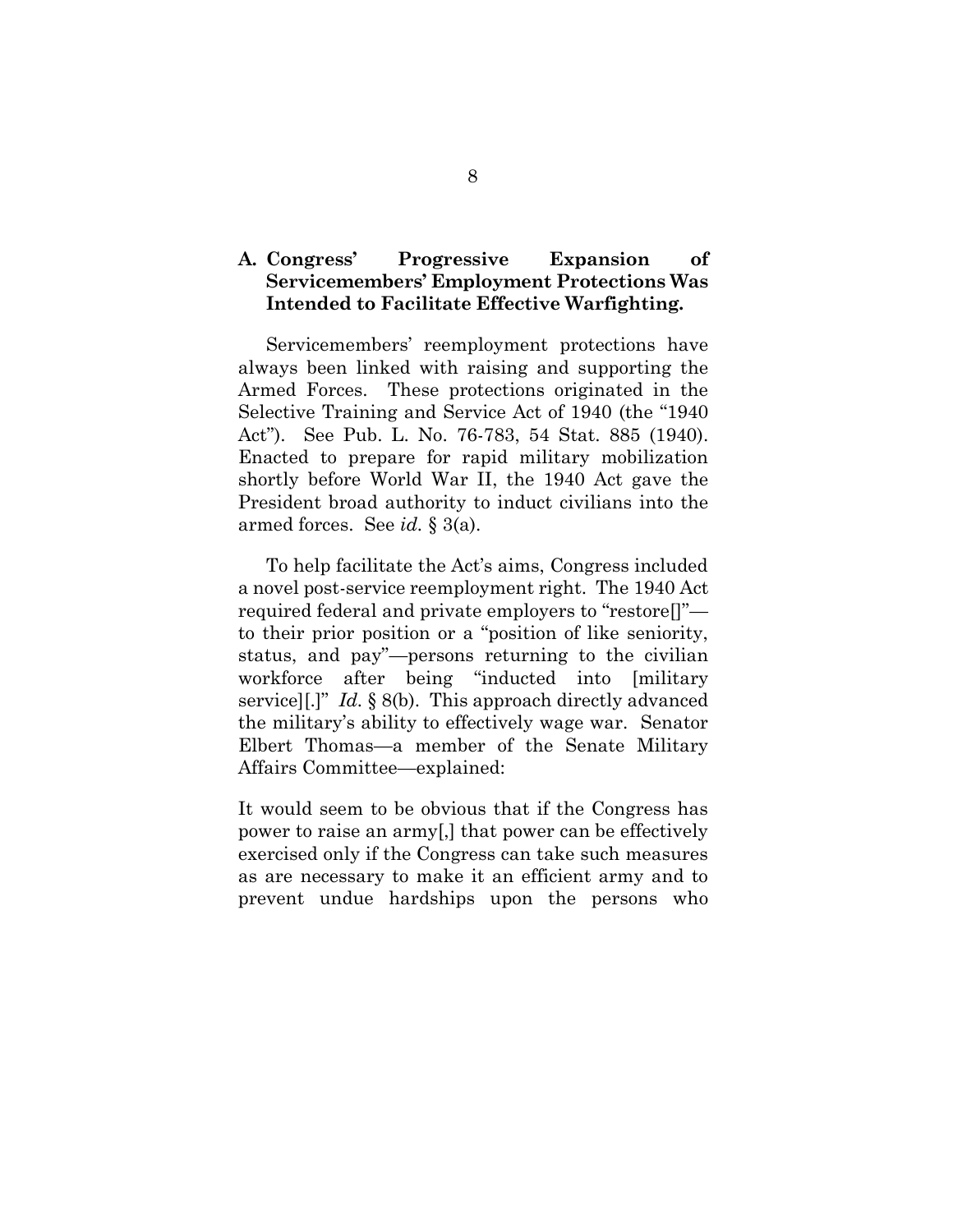### A. Congress' Progressive Expansion of Servicemembers' Employment Protections Was Intended to Facilitate Effective Warfighting.

Servicemembers' reemployment protections have always been linked with raising and supporting the Armed Forces. These protections originated in the Selective Training and Service Act of 1940 (the "1940 Act"). See Pub. L. No. 76-783, 54 Stat. 885 (1940). Enacted to prepare for rapid military mobilization shortly before World War II, the 1940 Act gave the President broad authority to induct civilians into the armed forces. See *id.* § 3(a).

To help facilitate the Act's aims, Congress included a novel post-service reemployment right. The 1940 Act required federal and private employers to "restore[]"—to their prior position or a "position of like seniority, status, and pay"—persons returning to the civilian workforce after being "inducted into [military service][.]" *Id.* § 8(b). This approach directly advanced the military's ability to effectively wage war. Senator Elbert Thomas—a member of the Senate Military Affairs Committee—explained:

It would seem to be obvious that if the Congress has power to raise an army[,] that power can be effectively exercised only if the Congress can take such measures as are necessary to make it an efficient army and to prevent undue hardships upon the persons who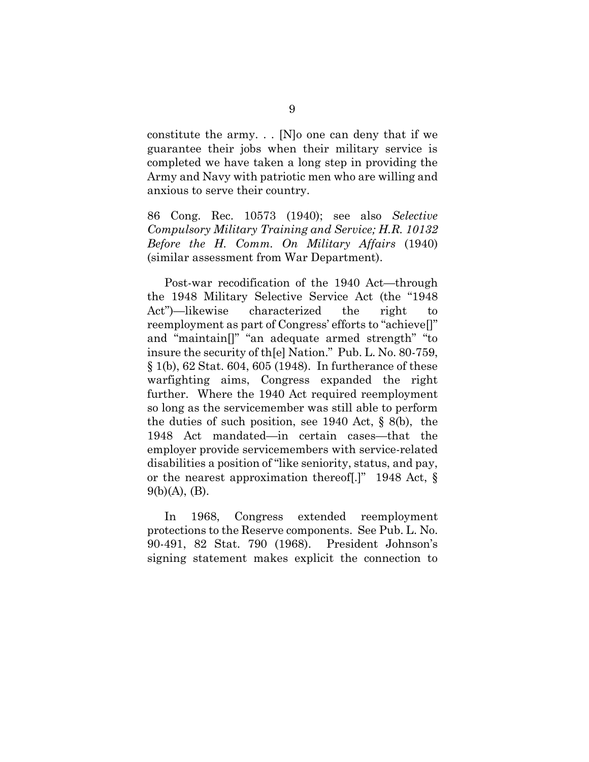constitute the army. . . [N]o one can deny that if we guarantee their jobs when their military service is completed we have taken a long step in providing the Army and Navy with patriotic men who are willing and anxious to serve their country.

86 Cong. Rec. 10573 (1940); see also *Selective Compulsory Military Training and Service; H.R. 10132 Before the H. Comm. On Military Affairs* (1940) (similar assessment from War Department).

Post-war recodification of the 1940 Act—through the 1948 Military Selective Service Act (the "1948 Act")—likewise characterized the right to reemployment as part of Congress' efforts to "achieve[]" and "maintain[]" "an adequate armed strength" "to insure the security of th[e] Nation." Pub. L. No. 80-759, § 1(b), 62 Stat. 604, 605 (1948). In furtherance of these warfighting aims, Congress expanded the right further. Where the 1940 Act required reemployment so long as the servicemember was still able to perform the duties of such position, see 1940 Act, § 8(b), the 1948 Act mandated—in certain cases—that the employer provide servicemembers with service-related disabilities a position of "like seniority, status, and pay, or the nearest approximation thereof[.]" 1948 Act, § 9(b)(A), (B).

In 1968, Congress extended reemployment protections to the Reserve components. See Pub. L. No. 90-491, 82 Stat. 790 (1968). President Johnson's signing statement makes explicit the connection to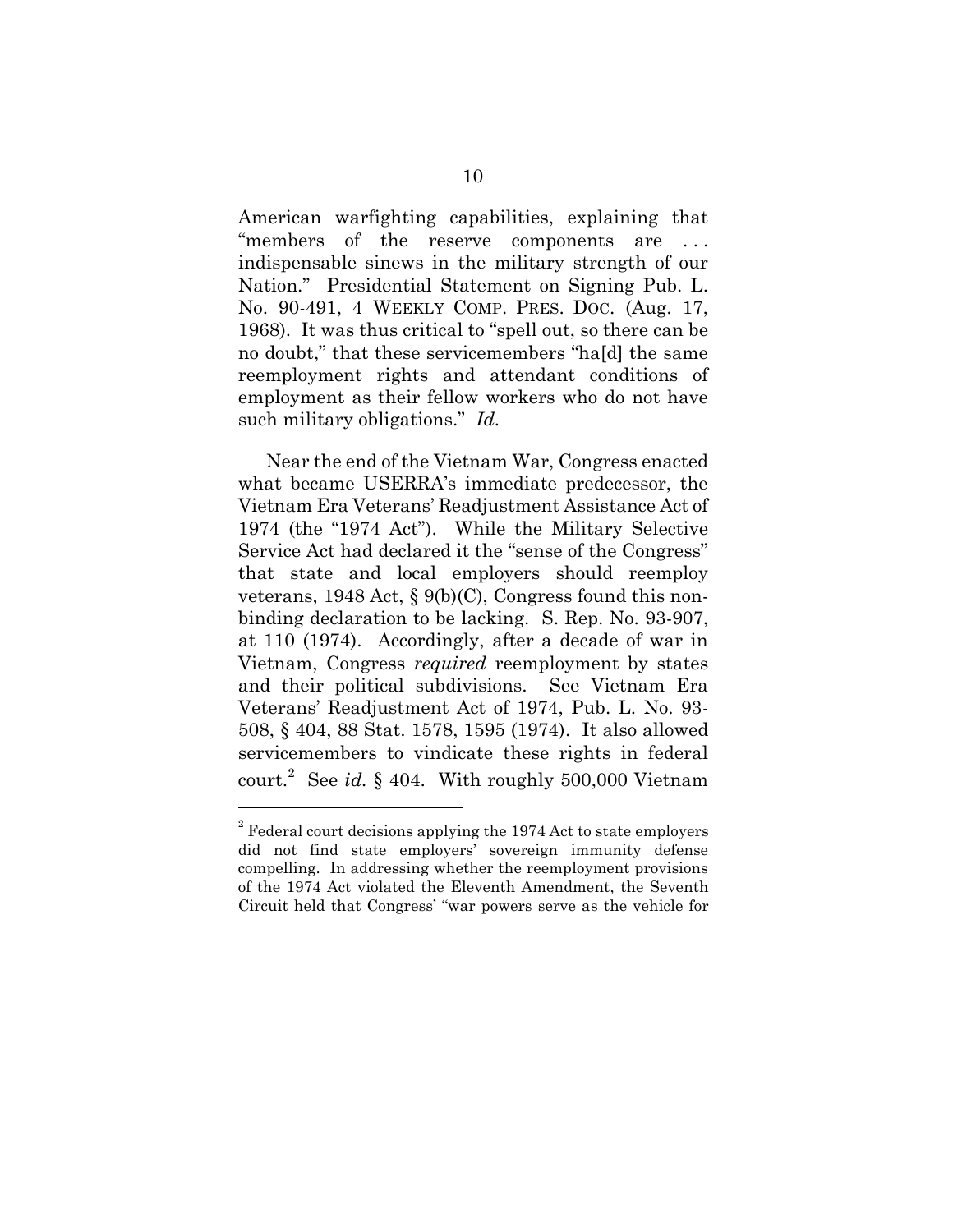American warfighting capabilities, explaining that "members of the reserve components are . . . indispensable sinews in the military strength of our Nation." Presidential Statement on Signing Pub. L. No. 90-491, 4 WEEKLY COMP. PRES. DOC. (Aug. 17, 1968). It was thus critical to "spell out, so there can be no doubt," that these servicemembers "ha[d] the same reemployment rights and attendant conditions of employment as their fellow workers who do not have such military obligations." *Id.*

Near the end of the Vietnam War, Congress enacted what became USERRA's immediate predecessor, the Vietnam Era Veterans' Readjustment Assistance Act of 1974 (the "1974 Act"). While the Military Selective Service Act had declared it the "sense of the Congress" that state and local employers should reemploy veterans, 1948 Act, § 9(b)(C), Congress found this non-binding declaration to be lacking. S. Rep. No. 93-907, at 110 (1974). Accordingly, after a decade of war in Vietnam, Congress *required* reemployment by states and their political subdivisions. See Vietnam Era Veterans' Readjustment Act of 1974, Pub. L. No. 93-508, § 404, 88 Stat. 1578, 1595 (1974). It also allowed servicemembers to vindicate these rights in federal court.[2] See *id.* § 404. With roughly 500,000 Vietnam

[2] Federal court decisions applying the 1974 Act to state employers did not find state employers' sovereign immunity defense compelling. In addressing whether the reemployment provisions of the 1974 Act violated the Eleventh Amendment, the Seventh Circuit held that Congress' "war powers serve as the vehicle for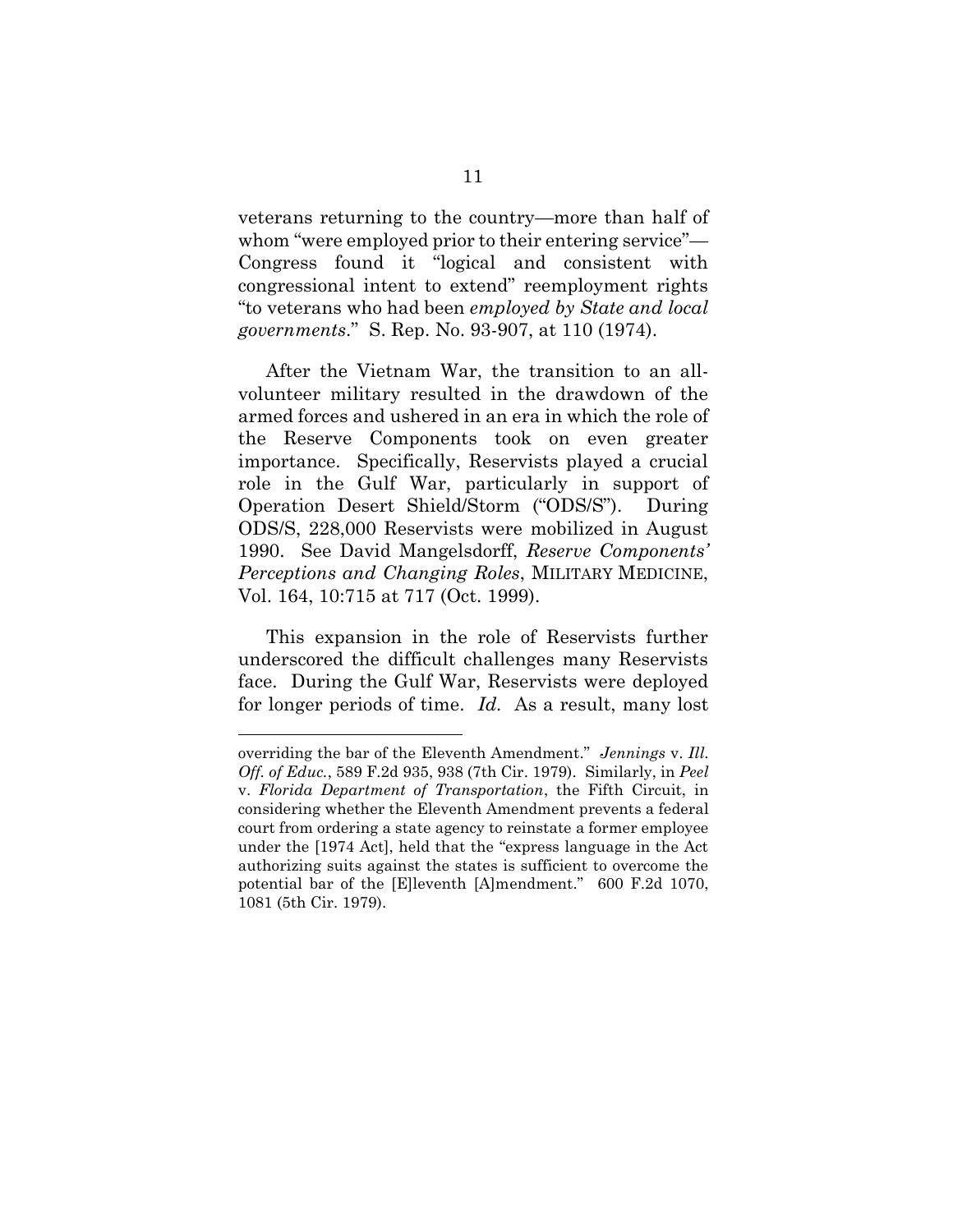veterans returning to the country—more than half of whom "were employed prior to their entering service"—Congress found it "logical and consistent with congressional intent to extend" reemployment rights "to veterans who had been *employed by State and local governments*." S. Rep. No. 93-907, at 110 (1974).

After the Vietnam War, the transition to an all-volunteer military resulted in the drawdown of the armed forces and ushered in an era in which the role of the Reserve Components took on even greater importance. Specifically, Reservists played a crucial role in the Gulf War, particularly in support of Operation Desert Shield/Storm ("ODS/S"). During ODS/S, 228,000 Reservists were mobilized in August 1990. See David Mangelsdorff, *Reserve Components' Perceptions and Changing Roles*, MILITARY MEDICINE, Vol. 164, 10:715 at 717 (Oct. 1999).

This expansion in the role of Reservists further underscored the difficult challenges many Reservists face. During the Gulf War, Reservists were deployed for longer periods of time. *Id.* As a result, many lost

---

overriding the bar of the Eleventh Amendment." *Jennings* v. *Ill. Off. of Educ.*, 589 F.2d 935, 938 (7th Cir. 1979). Similarly, in *Peel* v. *Florida Department of Transportation*, the Fifth Circuit, in considering whether the Eleventh Amendment prevents a federal court from ordering a state agency to reinstate a former employee under the [1974 Act], held that the "express language in the Act authorizing suits against the states is sufficient to overcome the potential bar of the [E]leventh [A]mendment." 600 F.2d 1070, 1081 (5th Cir. 1979).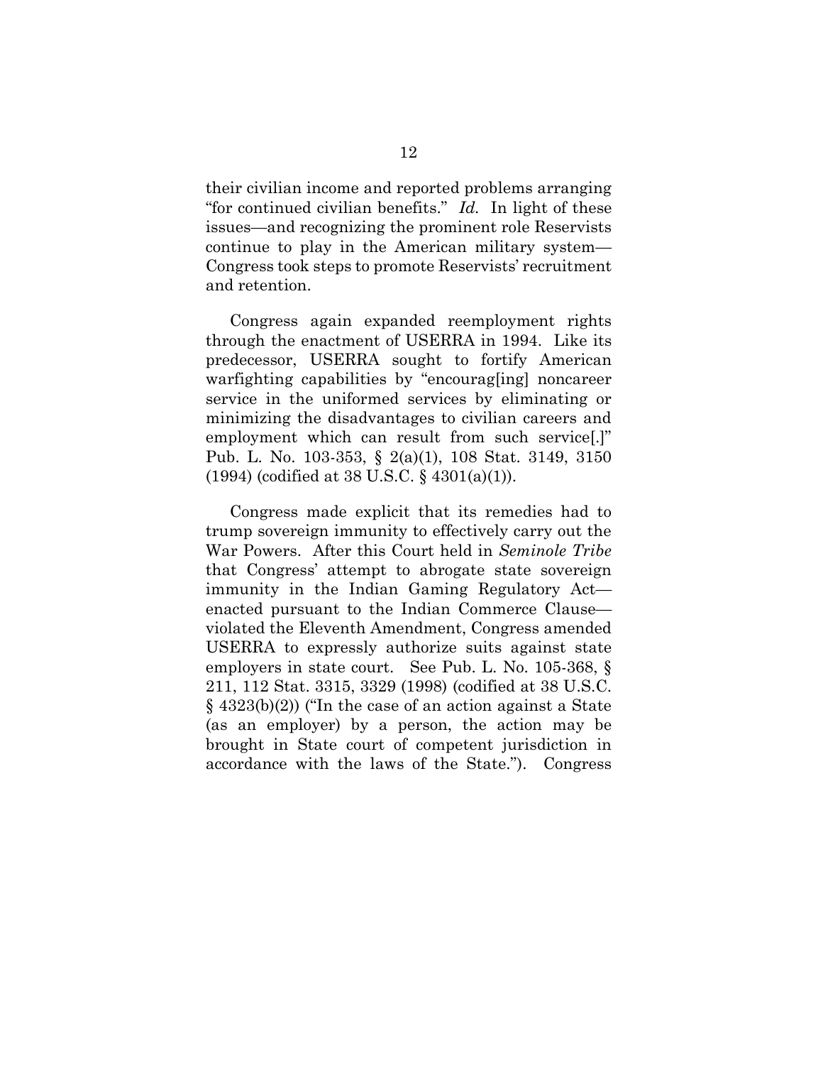their civilian income and reported problems arranging "for continued civilian benefits." *Id.* In light of these issues—and recognizing the prominent role Reservists continue to play in the American military system—Congress took steps to promote Reservists' recruitment and retention.

Congress again expanded reemployment rights through the enactment of USERRA in 1994. Like its predecessor, USERRA sought to fortify American warfighting capabilities by "encourag[ing] noncareer service in the uniformed services by eliminating or minimizing the disadvantages to civilian careers and employment which can result from such service[.]" Pub. L. No. 103-353, § 2(a)(1), 108 Stat. 3149, 3150 (1994) (codified at 38 U.S.C. § 4301(a)(1)).

Congress made explicit that its remedies had to trump sovereign immunity to effectively carry out the War Powers. After this Court held in *Seminole Tribe* that Congress' attempt to abrogate state sovereign immunity in the Indian Gaming Regulatory Act—enacted pursuant to the Indian Commerce Clause—violated the Eleventh Amendment, Congress amended USERRA to expressly authorize suits against state employers in state court. See Pub. L. No. 105-368, § 211, 112 Stat. 3315, 3329 (1998) (codified at 38 U.S.C. § 4323(b)(2)) ("In the case of an action against a State (as an employer) by a person, the action may be brought in State court of competent jurisdiction in accordance with the laws of the State."). Congress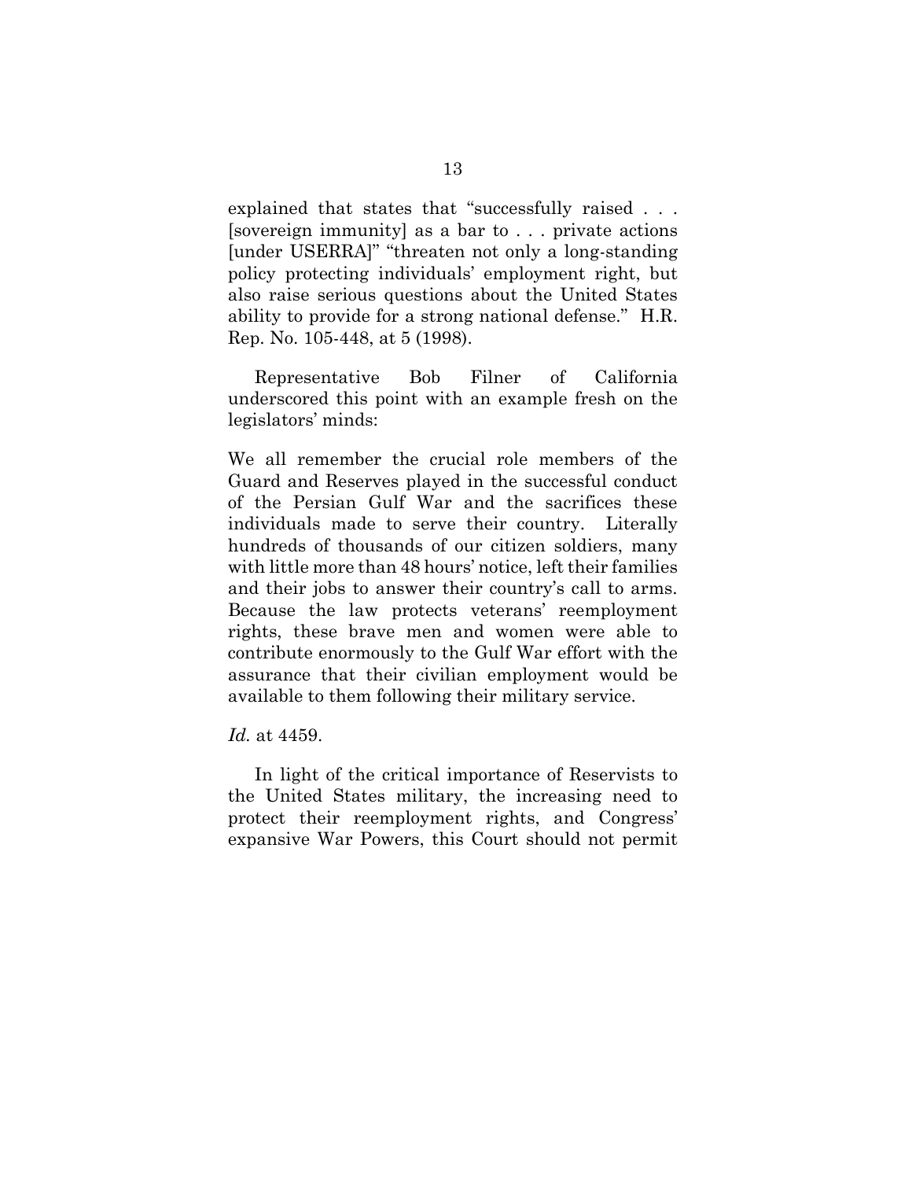explained that states that "successfully raised . . . [sovereign immunity] as a bar to . . . private actions [under USERRA]" "threaten not only a long-standing policy protecting individuals' employment right, but also raise serious questions about the United States ability to provide for a strong national defense." H.R. Rep. No. 105-448, at 5 (1998).

Representative Bob Filner of California underscored this point with an example fresh on the legislators' minds:

> We all remember the crucial role members of the Guard and Reserves played in the successful conduct of the Persian Gulf War and the sacrifices these individuals made to serve their country. Literally hundreds of thousands of our citizen soldiers, many with little more than 48 hours' notice, left their families and their jobs to answer their country's call to arms. Because the law protects veterans' reemployment rights, these brave men and women were able to contribute enormously to the Gulf War effort with the assurance that their civilian employment would be available to them following their military service.

*Id.* at 4459.

In light of the critical importance of Reservists to the United States military, the increasing need to protect their reemployment rights, and Congress' expansive War Powers, this Court should not permit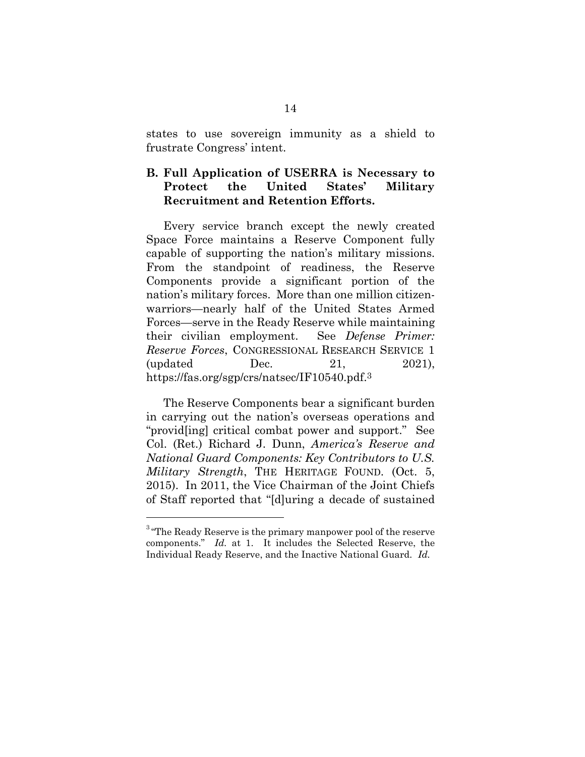states to use sovereign immunity as a shield to frustrate Congress' intent.

### B. Full Application of USERRA is Necessary to Protect the United States' Military Recruitment and Retention Efforts.

Every service branch except the newly created Space Force maintains a Reserve Component fully capable of supporting the nation's military missions. From the standpoint of readiness, the Reserve Components provide a significant portion of the nation's military forces. More than one million citizen-warriors—nearly half of the United States Armed Forces—serve in the Ready Reserve while maintaining their civilian employment. See *Defense Primer: Reserve Forces*, CONGRESSIONAL RESEARCH SERVICE 1 (updated Dec. 21, 2021), https://fas.org/sgp/crs/natsec/IF10540.pdf.[3]

The Reserve Components bear a significant burden in carrying out the nation's overseas operations and "provid[ing] critical combat power and support." See Col. (Ret.) Richard J. Dunn, *America's Reserve and National Guard Components: Key Contributors to U.S. Military Strength*, THE HERITAGE FOUND. (Oct. 5, 2015). In 2011, the Vice Chairman of the Joint Chiefs of Staff reported that "[d]uring a decade of sustained

---

[3] "The Ready Reserve is the primary manpower pool of the reserve components." *Id.* at 1. It includes the Selected Reserve, the Individual Ready Reserve, and the Inactive National Guard. *Id.*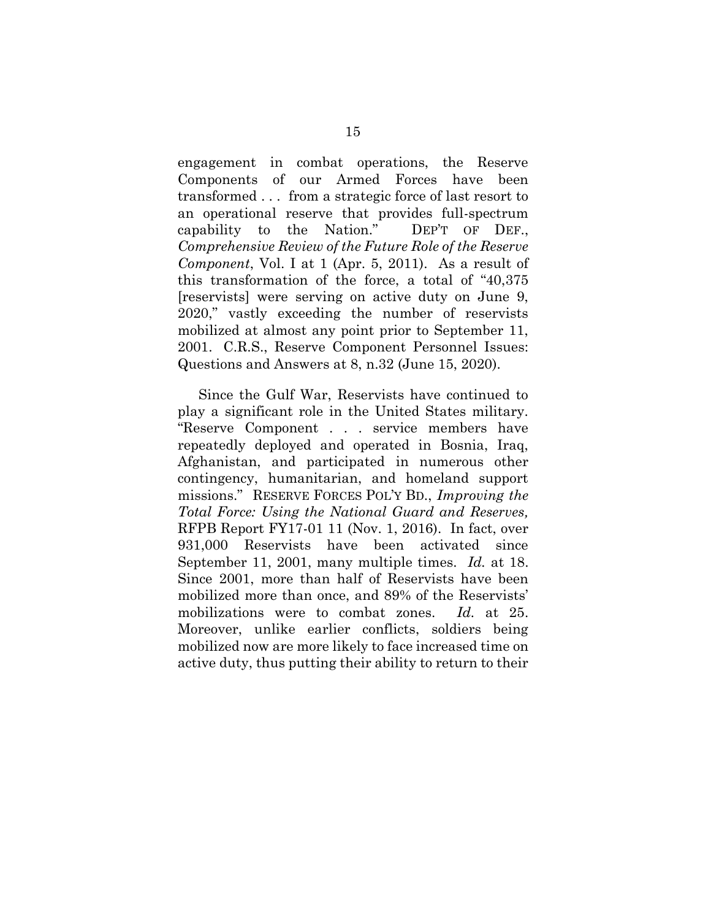engagement in combat operations, the Reserve Components of our Armed Forces have been transformed . . . from a strategic force of last resort to an operational reserve that provides full-spectrum capability to the Nation." DEP'T OF DEF., *Comprehensive Review of the Future Role of the Reserve Component*, Vol. I at 1 (Apr. 5, 2011). As a result of this transformation of the force, a total of "40,375 [reservists] were serving on active duty on June 9, 2020," vastly exceeding the number of reservists mobilized at almost any point prior to September 11, 2001. C.R.S., Reserve Component Personnel Issues: Questions and Answers at 8, n.32 (June 15, 2020).

Since the Gulf War, Reservists have continued to play a significant role in the United States military. "Reserve Component . . . service members have repeatedly deployed and operated in Bosnia, Iraq, Afghanistan, and participated in numerous other contingency, humanitarian, and homeland support missions." RESERVE FORCES POL'Y BD., *Improving the Total Force: Using the National Guard and Reserves,* RFPB Report FY17-01 11 (Nov. 1, 2016). In fact, over 931,000 Reservists have been activated since September 11, 2001, many multiple times. *Id.* at 18. Since 2001, more than half of Reservists have been mobilized more than once, and 89% of the Reservists' mobilizations were to combat zones. *Id.* at 25. Moreover, unlike earlier conflicts, soldiers being mobilized now are more likely to face increased time on active duty, thus putting their ability to return to their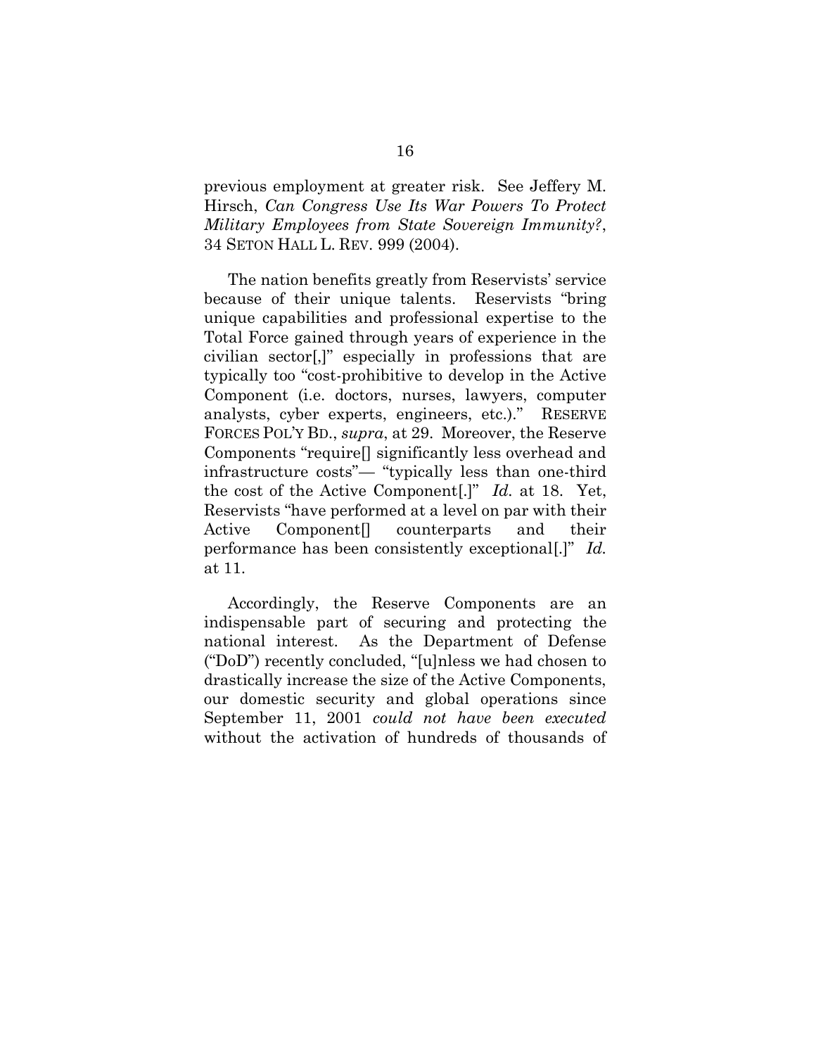previous employment at greater risk. See Jeffery M. Hirsch, *Can Congress Use Its War Powers To Protect Military Employees from State Sovereign Immunity?*, 34 SETON HALL L. REV. 999 (2004).

The nation benefits greatly from Reservists' service because of their unique talents. Reservists "bring unique capabilities and professional expertise to the Total Force gained through years of experience in the civilian sector[,]" especially in professions that are typically too "cost-prohibitive to develop in the Active Component (i.e. doctors, nurses, lawyers, computer analysts, cyber experts, engineers, etc.)." RESERVE FORCES POL'Y BD., *supra*, at 29. Moreover, the Reserve Components "require[] significantly less overhead and infrastructure costs"— "typically less than one-third the cost of the Active Component[.]" *Id.* at 18. Yet, Reservists "have performed at a level on par with their Active Component[] counterparts and their performance has been consistently exceptional[.]" *Id.* at 11.

Accordingly, the Reserve Components are an indispensable part of securing and protecting the national interest. As the Department of Defense ("DoD") recently concluded, "[u]nless we had chosen to drastically increase the size of the Active Components, our domestic security and global operations since September 11, 2001 *could not have been executed* without the activation of hundreds of thousands of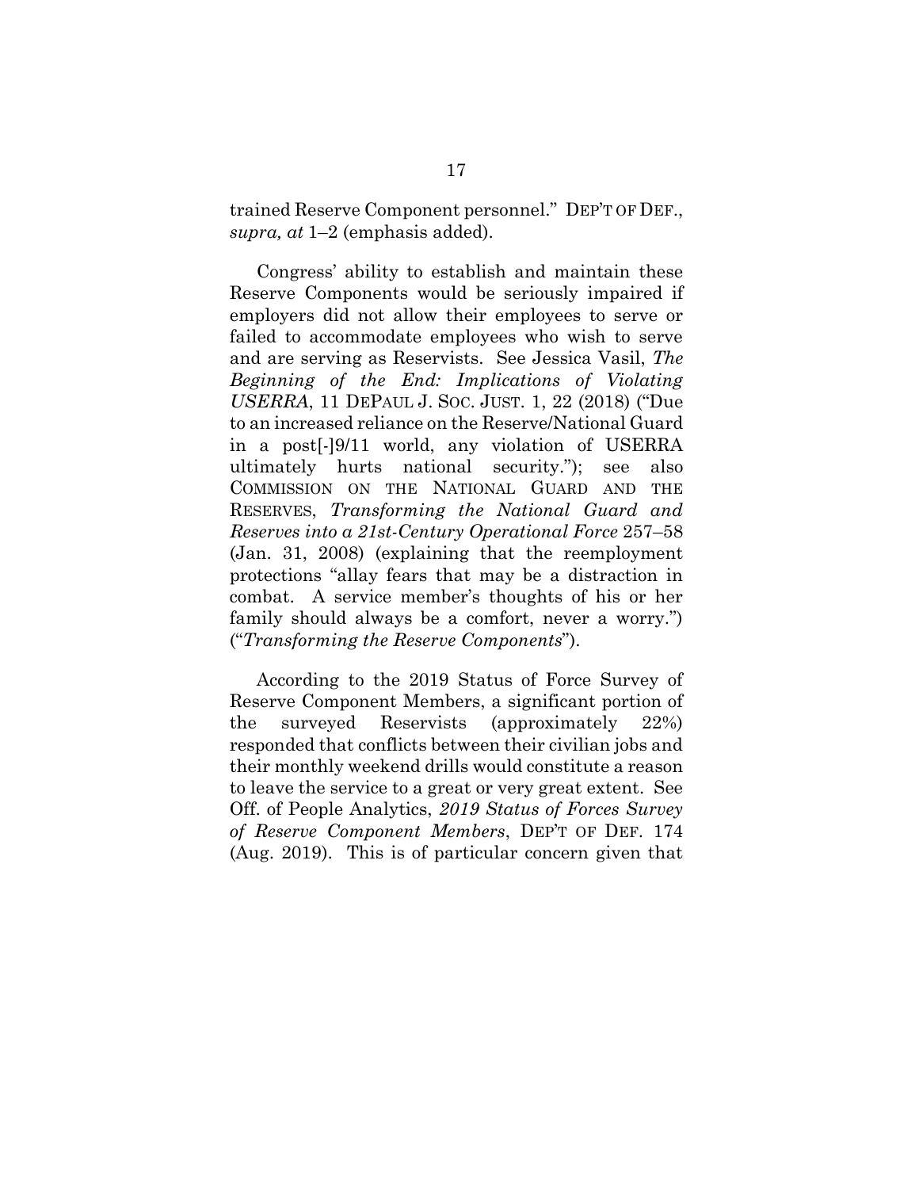trained Reserve Component personnel." DEP'T OF DEF., *supra, at* 1–2 (emphasis added).

Congress' ability to establish and maintain these Reserve Components would be seriously impaired if employers did not allow their employees to serve or failed to accommodate employees who wish to serve and are serving as Reservists. See Jessica Vasil, *The Beginning of the End: Implications of Violating USERRA*, 11 DEPAUL J. SOC. JUST. 1, 22 (2018) ("Due to an increased reliance on the Reserve/National Guard in a post[-]9/11 world, any violation of USERRA ultimately hurts national security."); see also COMMISSION ON THE NATIONAL GUARD AND THE RESERVES, *Transforming the National Guard and Reserves into a 21st-Century Operational Force* 257–58 (Jan. 31, 2008) (explaining that the reemployment protections "allay fears that may be a distraction in combat. A service member's thoughts of his or her family should always be a comfort, never a worry.") ("*Transforming the Reserve Components*").

According to the 2019 Status of Force Survey of Reserve Component Members, a significant portion of the surveyed Reservists (approximately 22%) responded that conflicts between their civilian jobs and their monthly weekend drills would constitute a reason to leave the service to a great or very great extent. See Off. of People Analytics, *2019 Status of Forces Survey of Reserve Component Members*, DEP'T OF DEF. 174 (Aug. 2019). This is of particular concern given that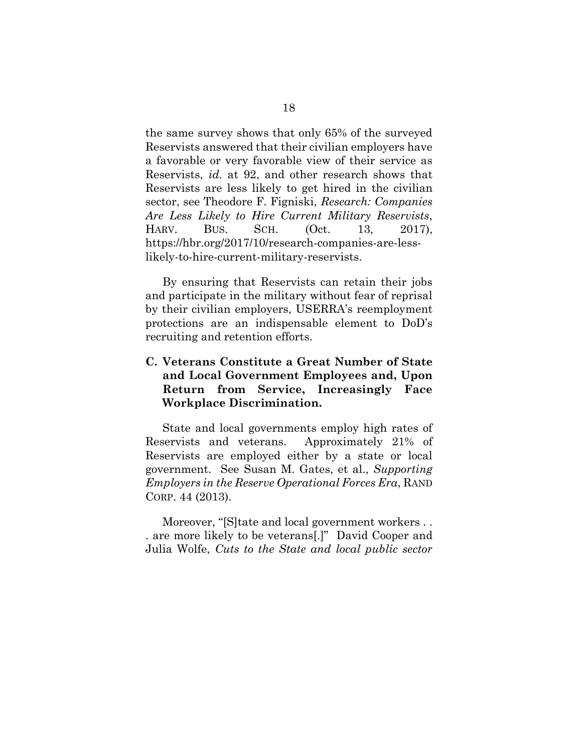the same survey shows that only 65% of the surveyed Reservists answered that their civilian employers have a favorable or very favorable view of their service as Reservists, *id.* at 92, and other research shows that Reservists are less likely to get hired in the civilian sector, see Theodore F. Figniski, *Research: Companies Are Less Likely to Hire Current Military Reservists*, HARV. BUS. SCH. (Oct. 13, 2017), https://hbr.org/2017/10/research-companies-are-less-likely-to-hire-current-military-reservists.

By ensuring that Reservists can retain their jobs and participate in the military without fear of reprisal by their civilian employers, USERRA's reemployment protections are an indispensable element to DoD's recruiting and retention efforts.

### C. Veterans Constitute a Great Number of State and Local Government Employees and, Upon Return from Service, Increasingly Face Workplace Discrimination.

State and local governments employ high rates of Reservists and veterans. Approximately 21% of Reservists are employed either by a state or local government. See Susan M. Gates, et al., *Supporting Employers in the Reserve Operational Forces Era*, RAND CORP. 44 (2013).

Moreover, "[S]tate and local government workers . . . are more likely to be veterans[.]" David Cooper and Julia Wolfe, *Cuts to the State and local public sector*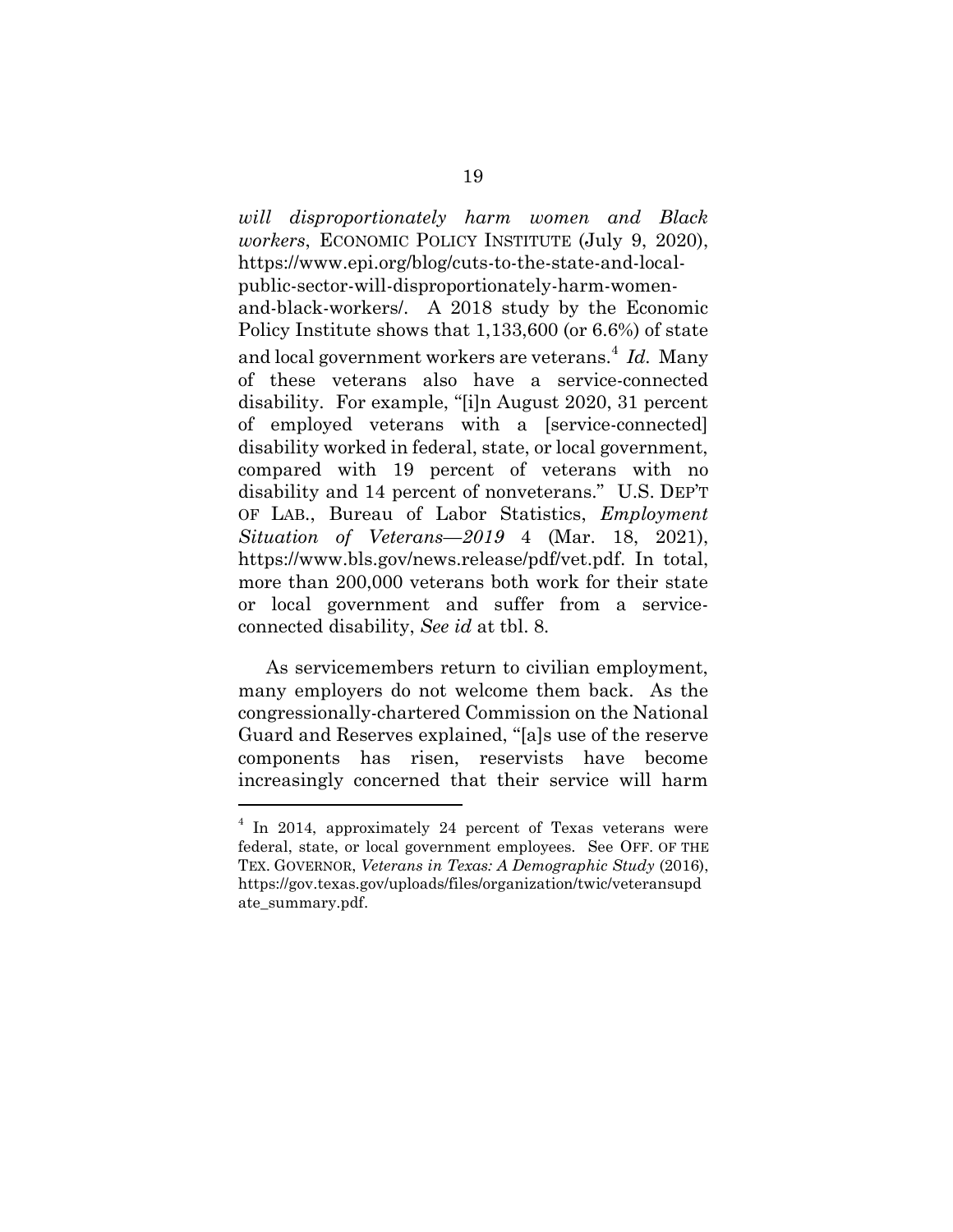*will disproportionately harm women and Black workers*, ECONOMIC POLICY INSTITUTE (July 9, 2020), https://www.epi.org/blog/cuts-to-the-state-and-local-public-sector-will-disproportionately-harm-women-and-black-workers/. A 2018 study by the Economic Policy Institute shows that 1,133,600 (or 6.6%) of state and local government workers are veterans.[4] *Id.* Many of these veterans also have a service-connected disability. For example, "[i]n August 2020, 31 percent of employed veterans with a [service-connected] disability worked in federal, state, or local government, compared with 19 percent of veterans with no disability and 14 percent of nonveterans." U.S. DEP'T OF LAB., Bureau of Labor Statistics, *Employment Situation of Veterans—2019* 4 (Mar. 18, 2021), https://www.bls.gov/news.release/pdf/vet.pdf. In total, more than 200,000 veterans both work for their state or local government and suffer from a service-connected disability, *See id* at tbl. 8.

As servicemembers return to civilian employment, many employers do not welcome them back. As the congressionally-chartered Commission on the National Guard and Reserves explained, "[a]s use of the reserve components has risen, reservists have become increasingly concerned that their service will harm

---

[4] In 2014, approximately 24 percent of Texas veterans were federal, state, or local government employees. See OFF. OF THE TEX. GOVERNOR, *Veterans in Texas: A Demographic Study* (2016), https://gov.texas.gov/uploads/files/organization/twic/veteransupdate_summary.pdf.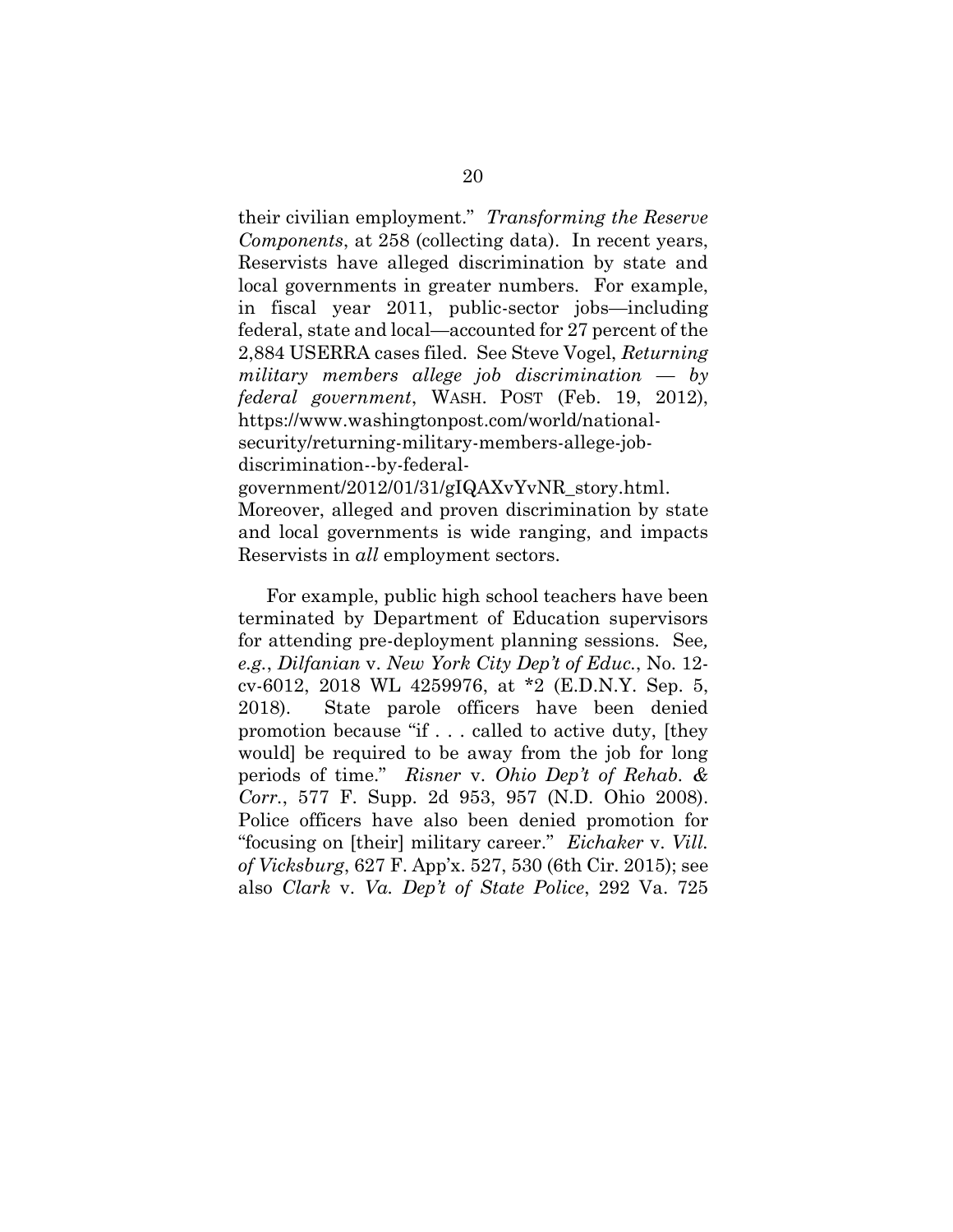their civilian employment." *Transforming the Reserve Components*, at 258 (collecting data). In recent years, Reservists have alleged discrimination by state and local governments in greater numbers. For example, in fiscal year 2011, public-sector jobs—including federal, state and local—accounted for 27 percent of the 2,884 USERRA cases filed. See Steve Vogel, *Returning military members allege job discrimination — by federal government*, WASH. POST (Feb. 19, 2012), https://www.washingtonpost.com/world/national-security/returning-military-members-allege-job-discrimination--by-federal-government/2012/01/31/gIQAXvYvNR_story.html. Moreover, alleged and proven discrimination by state and local governments is wide ranging, and impacts Reservists in *all* employment sectors.

For example, public high school teachers have been terminated by Department of Education supervisors for attending pre-deployment planning sessions. See*, e.g.*, *Dilfanian* v. *New York City Dep't of Educ.*, No. 12-cv-6012, 2018 WL 4259976, at *2 (E.D.N.Y. Sep. 5, 2018). State parole officers have been denied promotion because "if . . . called to active duty, [they would] be required to be away from the job for long periods of time." *Risner* v. *Ohio Dep't of Rehab. & Corr.*, 577 F. Supp. 2d 953, 957 (N.D. Ohio 2008). Police officers have also been denied promotion for "focusing on [their] military career." *Eichaker* v. *Vill. of Vicksburg*, 627 F. App'x. 527, 530 (6th Cir. 2015); see also *Clark* v. *Va. Dep't of State Police*, 292 Va. 725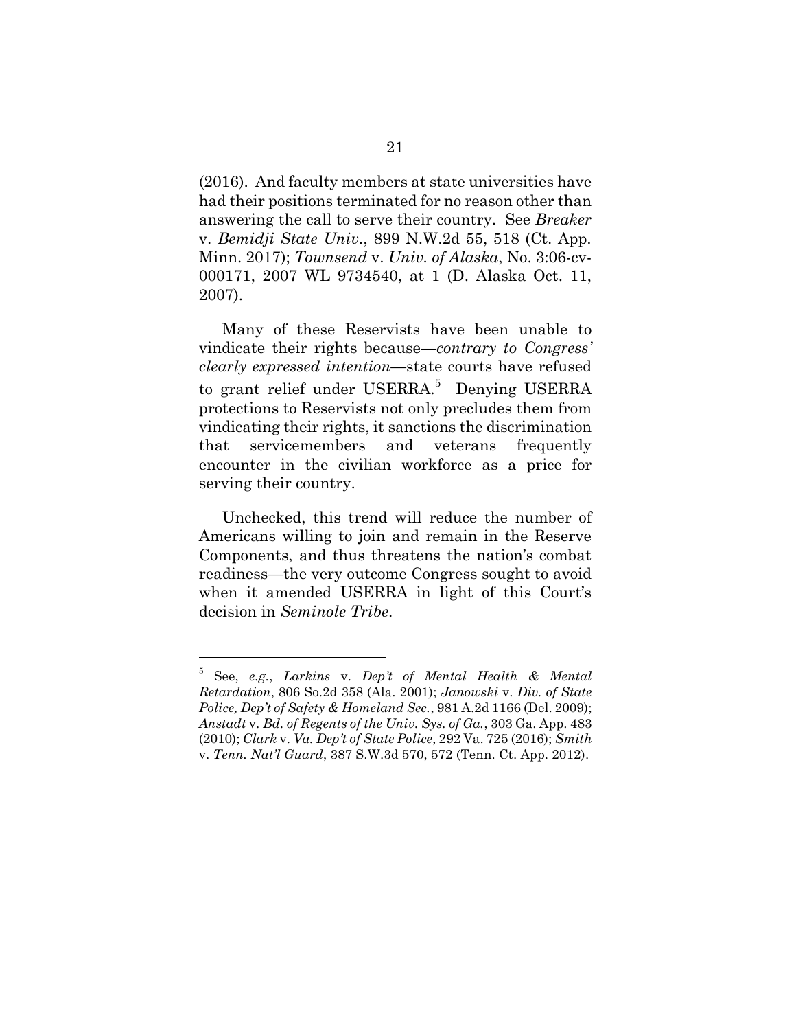(2016). And faculty members at state universities have had their positions terminated for no reason other than answering the call to serve their country. See *Breaker* v. *Bemidji State Univ.*, 899 N.W.2d 55, 518 (Ct. App. Minn. 2017); *Townsend* v. *Univ. of Alaska*, No. 3:06-cv-000171, 2007 WL 9734540, at 1 (D. Alaska Oct. 11, 2007).

Many of these Reservists have been unable to vindicate their rights because—*contrary to Congress' clearly expressed intention*—state courts have refused to grant relief under USERRA.[5] Denying USERRA protections to Reservists not only precludes them from vindicating their rights, it sanctions the discrimination that servicemembers and veterans frequently encounter in the civilian workforce as a price for serving their country.

Unchecked, this trend will reduce the number of Americans willing to join and remain in the Reserve Components, and thus threatens the nation's combat readiness—the very outcome Congress sought to avoid when it amended USERRA in light of this Court's decision in *Seminole Tribe*.

---

[5] See, *e.g.*, *Larkins* v. *Dep't of Mental Health & Mental Retardation*, 806 So.2d 358 (Ala. 2001); *Janowski* v. *Div. of State Police, Dep't of Safety & Homeland Sec.*, 981 A.2d 1166 (Del. 2009); *Anstadt* v. *Bd. of Regents of the Univ. Sys. of Ga.*, 303 Ga. App. 483 (2010); *Clark* v. *Va. Dep't of State Police*, 292 Va. 725 (2016); *Smith* v. *Tenn. Nat'l Guard*, 387 S.W.3d 570, 572 (Tenn. Ct. App. 2012).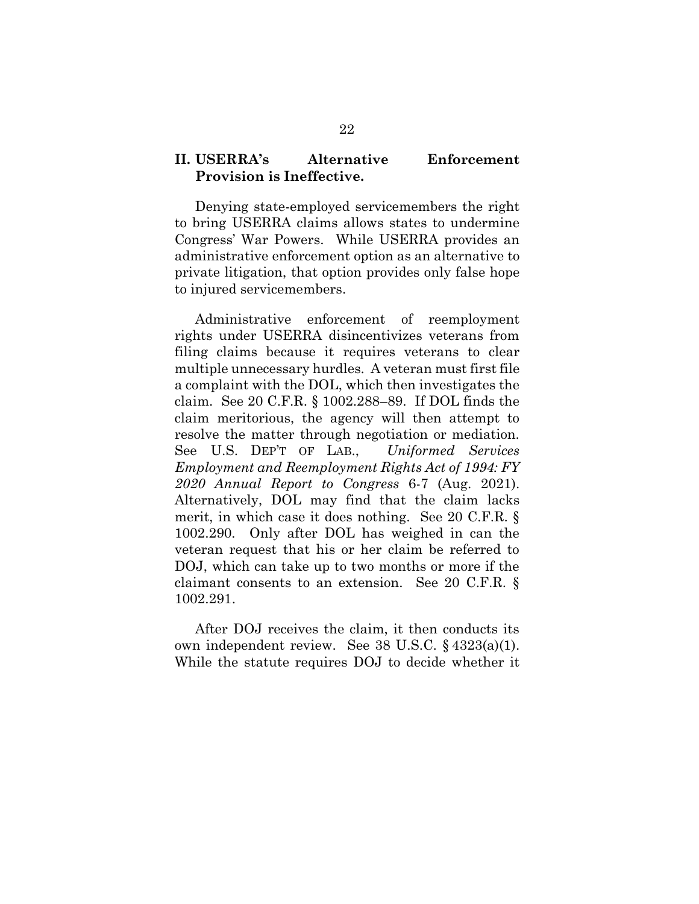## II. USERRA's Alternative Enforcement Provision is Ineffective.

Denying state-employed servicemembers the right to bring USERRA claims allows states to undermine Congress' War Powers. While USERRA provides an administrative enforcement option as an alternative to private litigation, that option provides only false hope to injured servicemembers.

Administrative enforcement of reemployment rights under USERRA disincentivizes veterans from filing claims because it requires veterans to clear multiple unnecessary hurdles. A veteran must first file a complaint with the DOL, which then investigates the claim. See 20 C.F.R. § 1002.288–89. If DOL finds the claim meritorious, the agency will then attempt to resolve the matter through negotiation or mediation. See U.S. DEP'T OF LAB., *Uniformed Services Employment and Reemployment Rights Act of 1994: FY 2020 Annual Report to Congress* 6-7 (Aug. 2021). Alternatively, DOL may find that the claim lacks merit, in which case it does nothing. See 20 C.F.R. § 1002.290. Only after DOL has weighed in can the veteran request that his or her claim be referred to DOJ, which can take up to two months or more if the claimant consents to an extension. See 20 C.F.R. § 1002.291.

After DOJ receives the claim, it then conducts its own independent review. See 38 U.S.C. § 4323(a)(1). While the statute requires DOJ to decide whether it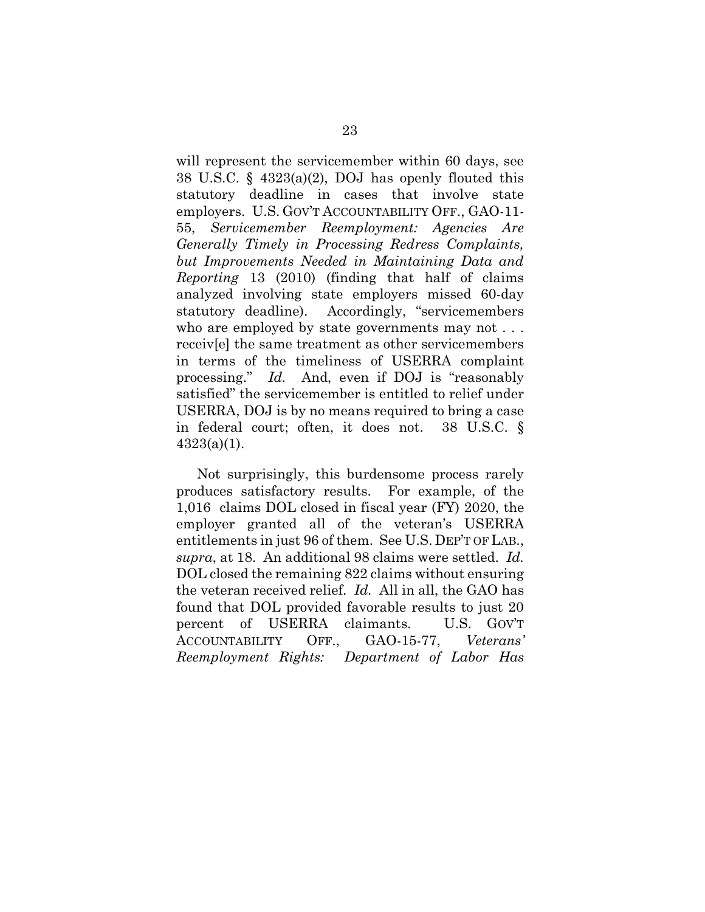will represent the servicemember within 60 days, see 38 U.S.C. § 4323(a)(2), DOJ has openly flouted this statutory deadline in cases that involve state employers. U.S. GOV'T ACCOUNTABILITY OFF., GAO-11-55, *Servicemember Reemployment: Agencies Are Generally Timely in Processing Redress Complaints, but Improvements Needed in Maintaining Data and Reporting* 13 (2010) (finding that half of claims analyzed involving state employers missed 60-day statutory deadline). Accordingly, "servicemembers who are employed by state governments may not . . . receiv[e] the same treatment as other servicemembers in terms of the timeliness of USERRA complaint processing." *Id.* And, even if DOJ is "reasonably satisfied" the servicemember is entitled to relief under USERRA, DOJ is by no means required to bring a case in federal court; often, it does not. 38 U.S.C. § 4323(a)(1).

Not surprisingly, this burdensome process rarely produces satisfactory results. For example, of the 1,016 claims DOL closed in fiscal year (FY) 2020, the employer granted all of the veteran's USERRA entitlements in just 96 of them. See U.S. DEP'T OF LAB., *supra*, at 18. An additional 98 claims were settled. *Id.* DOL closed the remaining 822 claims without ensuring the veteran received relief. *Id.* All in all, the GAO has found that DOL provided favorable results to just 20 percent of USERRA claimants. U.S. GOV'T ACCOUNTABILITY OFF., GAO-15-77, *Veterans' Reemployment Rights: Department of Labor Has*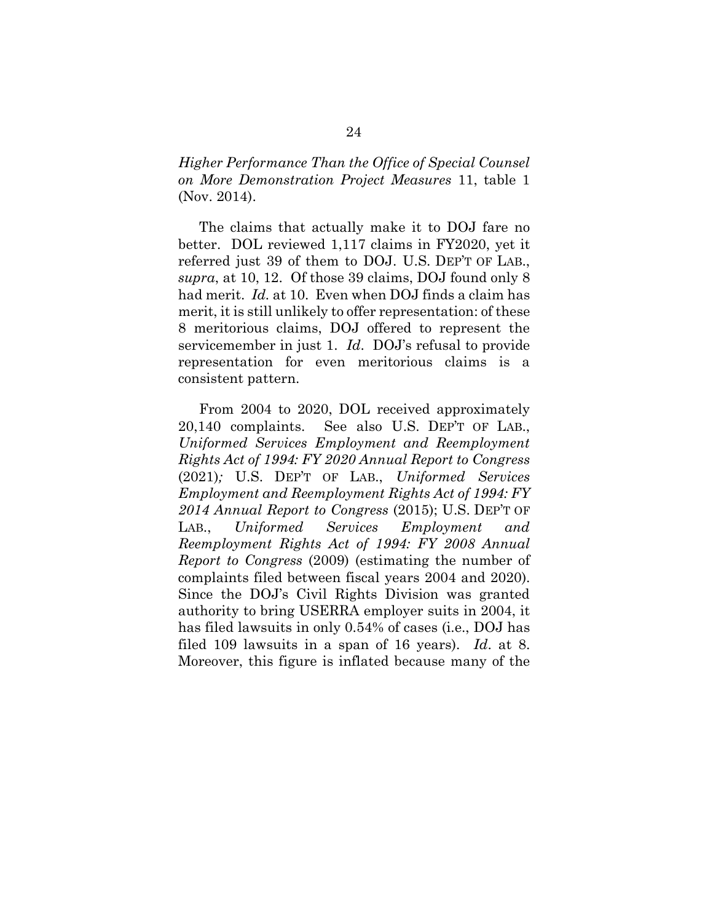*Higher Performance Than the Office of Special Counsel on More Demonstration Project Measures* 11, table 1 (Nov. 2014).

The claims that actually make it to DOJ fare no better. DOL reviewed 1,117 claims in FY2020, yet it referred just 39 of them to DOJ. U.S. DEP'T OF LAB., *supra*, at 10, 12. Of those 39 claims, DOJ found only 8 had merit. *Id.* at 10. Even when DOJ finds a claim has merit, it is still unlikely to offer representation: of these 8 meritorious claims, DOJ offered to represent the servicemember in just 1. *Id*. DOJ's refusal to provide representation for even meritorious claims is a consistent pattern.

From 2004 to 2020, DOL received approximately 20,140 complaints. See also U.S. DEP'T OF LAB., *Uniformed Services Employment and Reemployment Rights Act of 1994: FY 2020 Annual Report to Congress* (2021)*;* U.S. DEP'T OF LAB., *Uniformed Services Employment and Reemployment Rights Act of 1994: FY 2014 Annual Report to Congress* (2015); U.S. DEP'T OF LAB., *Uniformed Services Employment and Reemployment Rights Act of 1994: FY 2008 Annual Report to Congress* (2009) (estimating the number of complaints filed between fiscal years 2004 and 2020). Since the DOJ's Civil Rights Division was granted authority to bring USERRA employer suits in 2004, it has filed lawsuits in only 0.54% of cases (i.e., DOJ has filed 109 lawsuits in a span of 16 years). *Id*. at 8. Moreover, this figure is inflated because many of the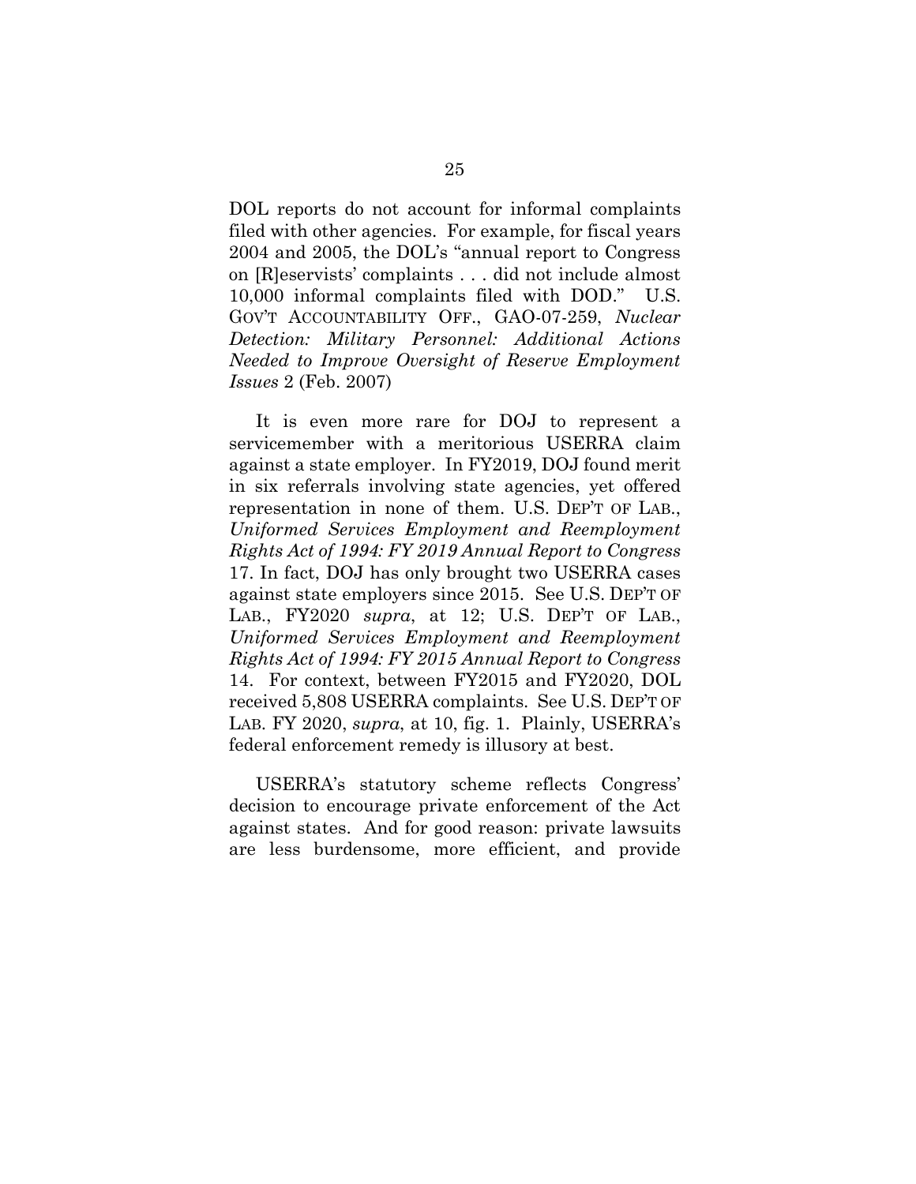DOL reports do not account for informal complaints filed with other agencies. For example, for fiscal years 2004 and 2005, the DOL's "annual report to Congress on [R]eservists' complaints . . . did not include almost 10,000 informal complaints filed with DOD." U.S. GOV'T ACCOUNTABILITY OFF., GAO-07-259, *Nuclear Detection: Military Personnel: Additional Actions Needed to Improve Oversight of Reserve Employment Issues* 2 (Feb. 2007)

It is even more rare for DOJ to represent a servicemember with a meritorious USERRA claim against a state employer. In FY2019, DOJ found merit in six referrals involving state agencies, yet offered representation in none of them. U.S. DEP'T OF LAB., *Uniformed Services Employment and Reemployment Rights Act of 1994: FY 2019 Annual Report to Congress* 17. In fact, DOJ has only brought two USERRA cases against state employers since 2015. See U.S. DEP'T OF LAB., FY2020 *supra*, at 12; U.S. DEP'T OF LAB., *Uniformed Services Employment and Reemployment Rights Act of 1994: FY 2015 Annual Report to Congress* 14. For context, between FY2015 and FY2020, DOL received 5,808 USERRA complaints. See U.S. DEP'T OF LAB. FY 2020, *supra*, at 10, fig. 1. Plainly, USERRA's federal enforcement remedy is illusory at best.

USERRA's statutory scheme reflects Congress' decision to encourage private enforcement of the Act against states. And for good reason: private lawsuits are less burdensome, more efficient, and provide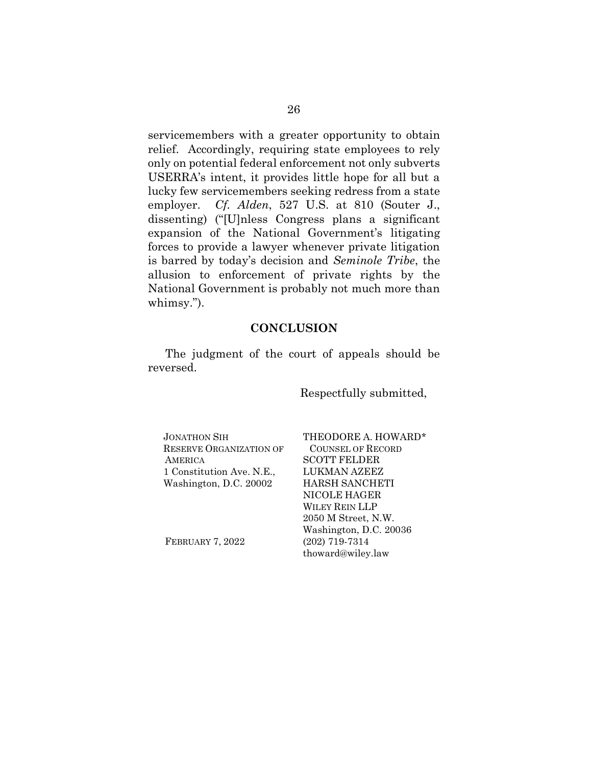servicemembers with a greater opportunity to obtain relief. Accordingly, requiring state employees to rely only on potential federal enforcement not only subverts USERRA's intent, it provides little hope for all but a lucky few servicemembers seeking redress from a state employer. *Cf. Alden*, 527 U.S. at 810 (Souter J., dissenting) ("[U]nless Congress plans a significant expansion of the National Government's litigating forces to provide a lawyer whenever private litigation is barred by today's decision and *Seminole Tribe*, the allusion to enforcement of private rights by the National Government is probably not much more than whimsy.").

## CONCLUSION

The judgment of the court of appeals should be reversed.

Respectfully submitted,

JONATHON SIH
RESERVE ORGANIZATION OF AMERICA
1 Constitution Ave. N.E.,
Washington, D.C. 20002

THEODORE A. HOWARD*
COUNSEL OF RECORD
SCOTT FELDER
LUKMAN AZEEZ
HARSH SANCHETI
NICOLE HAGER
WILEY REIN LLP
2050 M Street, N.W.
Washington, D.C. 20036
(202) 719-7314
thoward@wiley.law

FEBRUARY 7, 2022